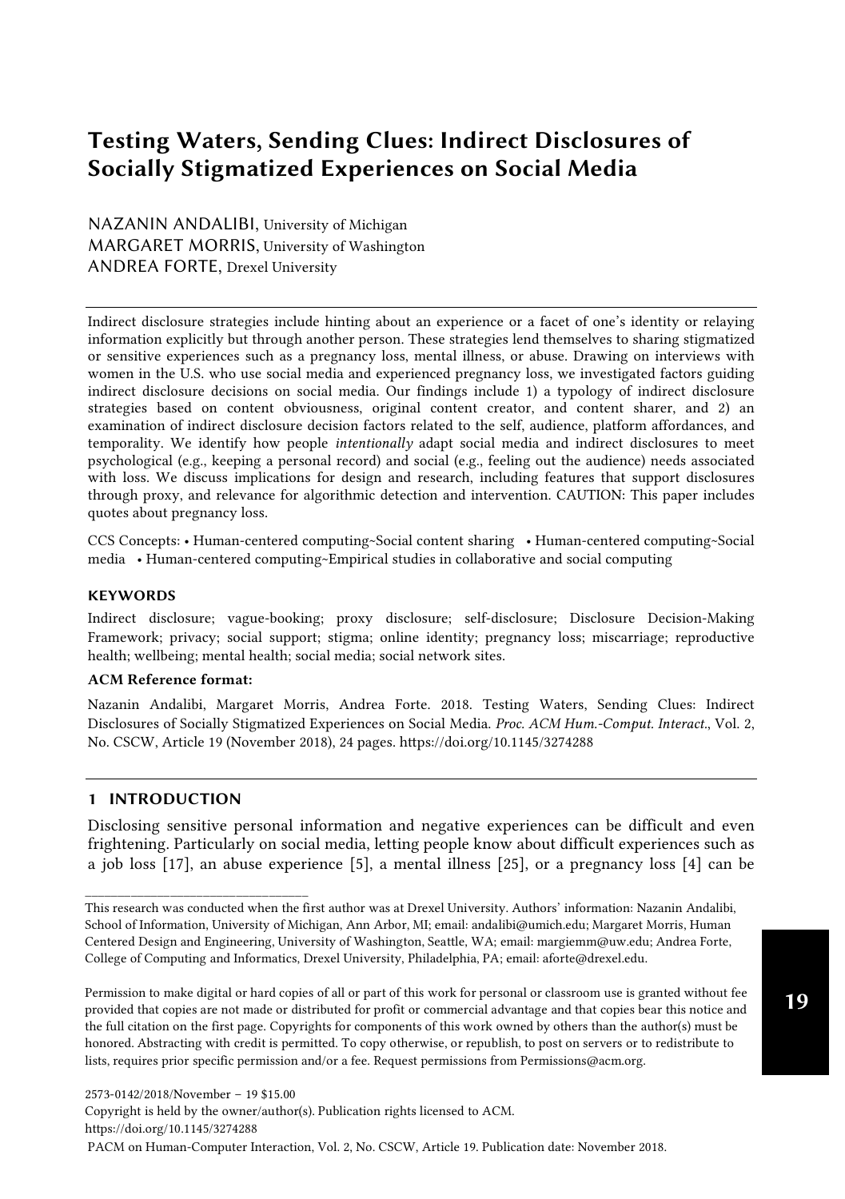# Testing Waters, Sending Clues: Indirect Disclosures of Socially Stigmatized Experiences on Social Media

NAZANIN ANDALIBI, University of Michigan
MARGARET MORRIS, University of Washington
ANDREA FORTE, Drexel University

Indirect disclosure strategies include hinting about an experience or a facet of one's identity or relaying information explicitly but through another person. These strategies lend themselves to sharing stigmatized or sensitive experiences such as a pregnancy loss, mental illness, or abuse. Drawing on interviews with women in the U.S. who use social media and experienced pregnancy loss, we investigated factors guiding indirect disclosure decisions on social media. Our findings include 1) a typology of indirect disclosure strategies based on content obviousness, original content creator, and content sharer, and 2) an examination of indirect disclosure decision factors related to the self, audience, platform affordances, and temporality. We identify how people *intentionally* adapt social media and indirect disclosures to meet psychological (e.g., keeping a personal record) and social (e.g., feeling out the audience) needs associated with loss. We discuss implications for design and research, including features that support disclosures through proxy, and relevance for algorithmic detection and intervention. CAUTION: This paper includes quotes about pregnancy loss.

CCS Concepts: • Human-centered computing~Social content sharing • Human-centered computing~Social media • Human-centered computing~Empirical studies in collaborative and social computing

**KEYWORDS**

Indirect disclosure; vague-booking; proxy disclosure; self-disclosure; Disclosure Decision-Making Framework; privacy; social support; stigma; online identity; pregnancy loss; miscarriage; reproductive health; wellbeing; mental health; social media; social network sites.

**ACM Reference format:**

Nazanin Andalibi, Margaret Morris, Andrea Forte. 2018. Testing Waters, Sending Clues: Indirect Disclosures of Socially Stigmatized Experiences on Social Media. *Proc. ACM Hum.-Comput. Interact.*, Vol. 2, No. CSCW, Article 19 (November 2018), 24 pages. https://doi.org/10.1145/3274288

## 1 INTRODUCTION

Disclosing sensitive personal information and negative experiences can be difficult and even frightening. Particularly on social media, letting people know about difficult experiences such as a job loss [17], an abuse experience [5], a mental illness [25], or a pregnancy loss [4] can be

---

This research was conducted when the first author was at Drexel University. Authors' information: Nazanin Andalibi, School of Information, University of Michigan, Ann Arbor, MI; email: andalibi@umich.edu; Margaret Morris, Human Centered Design and Engineering, University of Washington, Seattle, WA; email: margiemm@uw.edu; Andrea Forte, College of Computing and Informatics, Drexel University, Philadelphia, PA; email: aforte@drexel.edu.

Permission to make digital or hard copies of all or part of this work for personal or classroom use is granted without fee provided that copies are not made or distributed for profit or commercial advantage and that copies bear this notice and the full citation on the first page. Copyrights for components of this work owned by others than the author(s) must be honored. Abstracting with credit is permitted. To copy otherwise, or republish, to post on servers or to redistribute to lists, requires prior specific permission and/or a fee. Request permissions from Permissions@acm.org.

2573-0142/2018/November – 19 $15.00
Copyright is held by the owner/author(s). Publication rights licensed to ACM.
https://doi.org/10.1145/3274288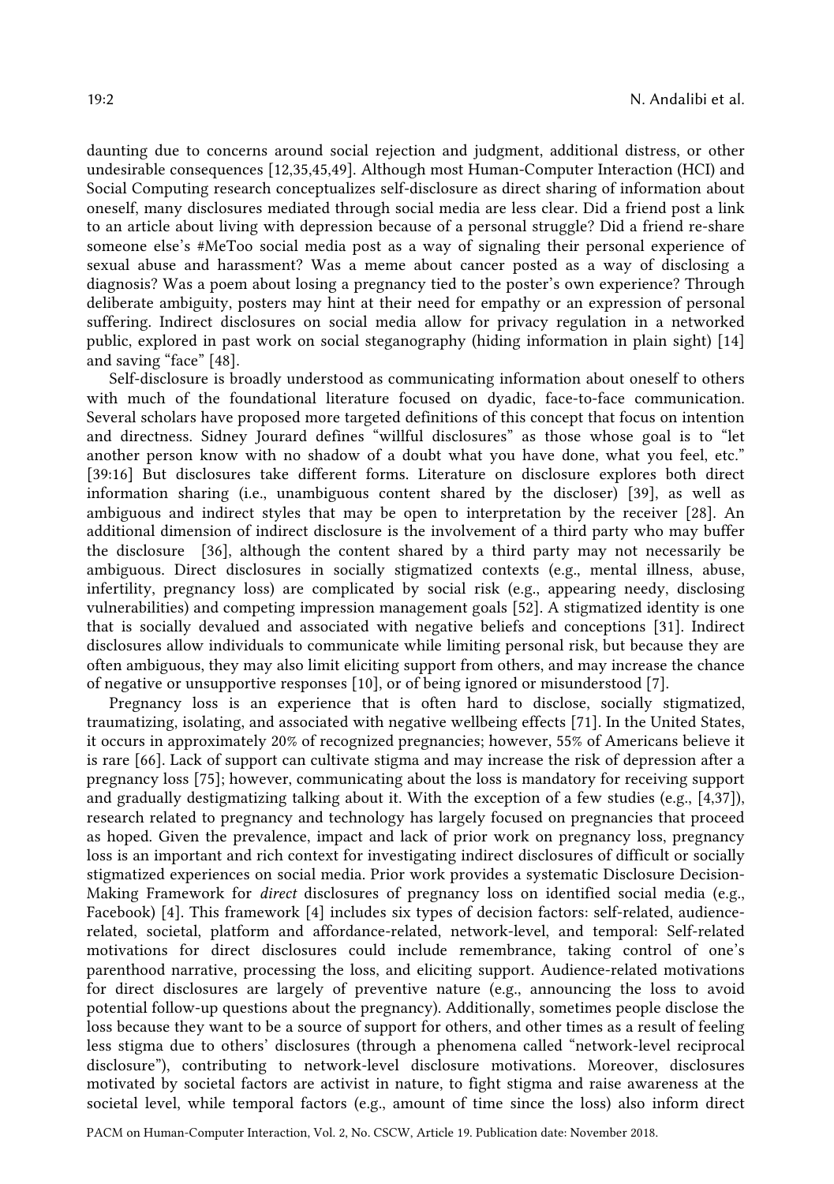daunting due to concerns around social rejection and judgment, additional distress, or other undesirable consequences [12,35,45,49]. Although most Human-Computer Interaction (HCI) and Social Computing research conceptualizes self-disclosure as direct sharing of information about oneself, many disclosures mediated through social media are less clear. Did a friend post a link to an article about living with depression because of a personal struggle? Did a friend re-share someone else's #MeToo social media post as a way of signaling their personal experience of sexual abuse and harassment? Was a meme about cancer posted as a way of disclosing a diagnosis? Was a poem about losing a pregnancy tied to the poster's own experience? Through deliberate ambiguity, posters may hint at their need for empathy or an expression of personal suffering. Indirect disclosures on social media allow for privacy regulation in a networked public, explored in past work on social steganography (hiding information in plain sight) [14] and saving "face" [48].

Self-disclosure is broadly understood as communicating information about oneself to others with much of the foundational literature focused on dyadic, face-to-face communication. Several scholars have proposed more targeted definitions of this concept that focus on intention and directness. Sidney Jourard defines "willful disclosures" as those whose goal is to "let another person know with no shadow of a doubt what you have done, what you feel, etc." [39:16] But disclosures take different forms. Literature on disclosure explores both direct information sharing (i.e., unambiguous content shared by the discloser) [39], as well as ambiguous and indirect styles that may be open to interpretation by the receiver [28]. An additional dimension of indirect disclosure is the involvement of a third party who may buffer the disclosure [36], although the content shared by a third party may not necessarily be ambiguous. Direct disclosures in socially stigmatized contexts (e.g., mental illness, abuse, infertility, pregnancy loss) are complicated by social risk (e.g., appearing needy, disclosing vulnerabilities) and competing impression management goals [52]. A stigmatized identity is one that is socially devalued and associated with negative beliefs and conceptions [31]. Indirect disclosures allow individuals to communicate while limiting personal risk, but because they are often ambiguous, they may also limit eliciting support from others, and may increase the chance of negative or unsupportive responses [10], or of being ignored or misunderstood [7].

Pregnancy loss is an experience that is often hard to disclose, socially stigmatized, traumatizing, isolating, and associated with negative wellbeing effects [71]. In the United States, it occurs in approximately 20% of recognized pregnancies; however, 55% of Americans believe it is rare [66]. Lack of support can cultivate stigma and may increase the risk of depression after a pregnancy loss [75]; however, communicating about the loss is mandatory for receiving support and gradually destigmatizing talking about it. With the exception of a few studies (e.g., [4,37]), research related to pregnancy and technology has largely focused on pregnancies that proceed as hoped. Given the prevalence, impact and lack of prior work on pregnancy loss, pregnancy loss is an important and rich context for investigating indirect disclosures of difficult or socially stigmatized experiences on social media. Prior work provides a systematic Disclosure Decision-Making Framework for *direct* disclosures of pregnancy loss on identified social media (e.g., Facebook) [4]. This framework [4] includes six types of decision factors: self-related, audience-related, societal, platform and affordance-related, network-level, and temporal: Self-related motivations for direct disclosures could include remembrance, taking control of one's parenthood narrative, processing the loss, and eliciting support. Audience-related motivations for direct disclosures are largely of preventive nature (e.g., announcing the loss to avoid potential follow-up questions about the pregnancy). Additionally, sometimes people disclose the loss because they want to be a source of support for others, and other times as a result of feeling less stigma due to others' disclosures (through a phenomena called "network-level reciprocal disclosure"), contributing to network-level disclosure motivations. Moreover, disclosures motivated by societal factors are activist in nature, to fight stigma and raise awareness at the societal level, while temporal factors (e.g., amount of time since the loss) also inform direct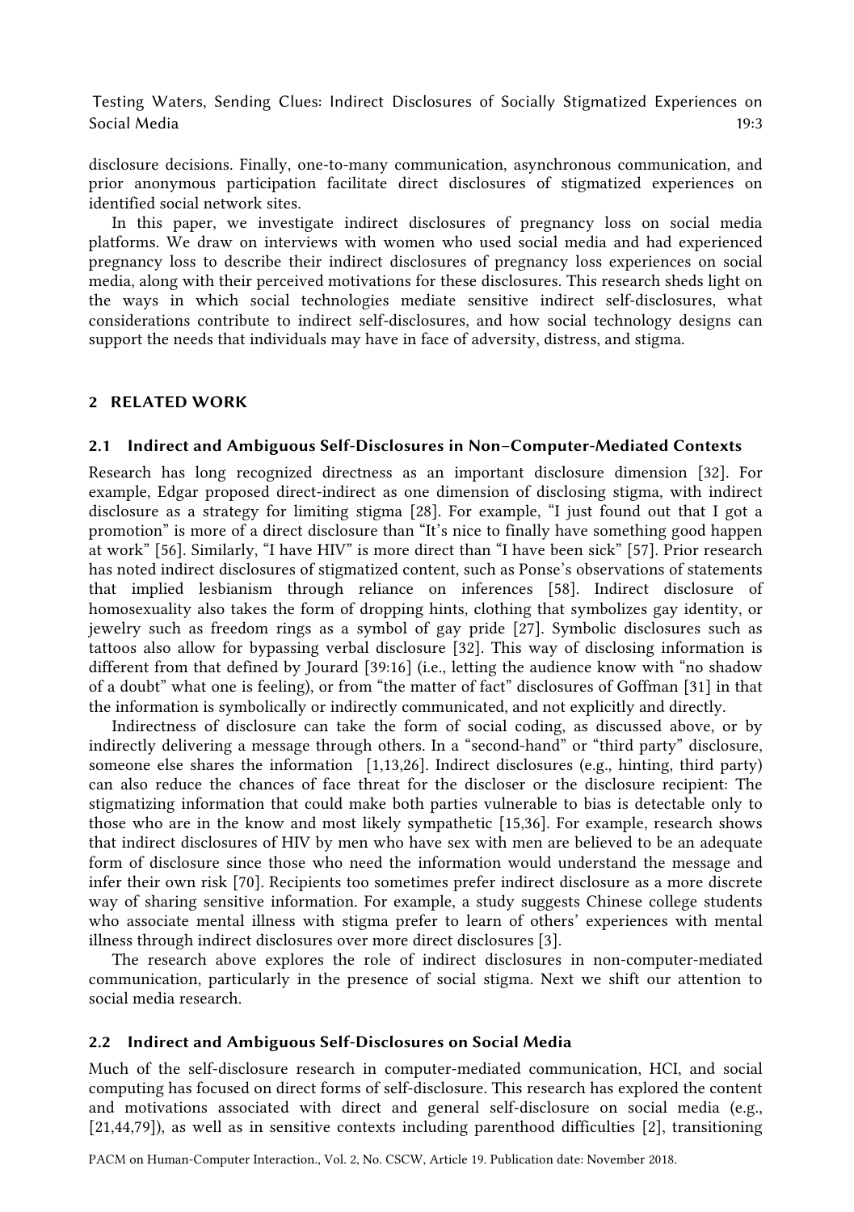disclosure decisions. Finally, one-to-many communication, asynchronous communication, and prior anonymous participation facilitate direct disclosures of stigmatized experiences on identified social network sites.

In this paper, we investigate indirect disclosures of pregnancy loss on social media platforms. We draw on interviews with women who used social media and had experienced pregnancy loss to describe their indirect disclosures of pregnancy loss experiences on social media, along with their perceived motivations for these disclosures. This research sheds light on the ways in which social technologies mediate sensitive indirect self-disclosures, what considerations contribute to indirect self-disclosures, and how social technology designs can support the needs that individuals may have in face of adversity, distress, and stigma.

## 2 RELATED WORK

### 2.1 Indirect and Ambiguous Self-Disclosures in Non–Computer-Mediated Contexts

Research has long recognized directness as an important disclosure dimension [32]. For example, Edgar proposed direct-indirect as one dimension of disclosing stigma, with indirect disclosure as a strategy for limiting stigma [28]. For example, "I just found out that I got a promotion" is more of a direct disclosure than "It's nice to finally have something good happen at work" [56]. Similarly, "I have HIV" is more direct than "I have been sick" [57]. Prior research has noted indirect disclosures of stigmatized content, such as Ponse's observations of statements that implied lesbianism through reliance on inferences [58]. Indirect disclosure of homosexuality also takes the form of dropping hints, clothing that symbolizes gay identity, or jewelry such as freedom rings as a symbol of gay pride [27]. Symbolic disclosures such as tattoos also allow for bypassing verbal disclosure [32]. This way of disclosing information is different from that defined by Jourard [39:16] (i.e., letting the audience know with "no shadow of a doubt" what one is feeling), or from "the matter of fact" disclosures of Goffman [31] in that the information is symbolically or indirectly communicated, and not explicitly and directly.

Indirectness of disclosure can take the form of social coding, as discussed above, or by indirectly delivering a message through others. In a "second-hand" or "third party" disclosure, someone else shares the information [1,13,26]. Indirect disclosures (e.g., hinting, third party) can also reduce the chances of face threat for the discloser or the disclosure recipient: The stigmatizing information that could make both parties vulnerable to bias is detectable only to those who are in the know and most likely sympathetic [15,36]. For example, research shows that indirect disclosures of HIV by men who have sex with men are believed to be an adequate form of disclosure since those who need the information would understand the message and infer their own risk [70]. Recipients too sometimes prefer indirect disclosure as a more discrete way of sharing sensitive information. For example, a study suggests Chinese college students who associate mental illness with stigma prefer to learn of others' experiences with mental illness through indirect disclosures over more direct disclosures [3].

The research above explores the role of indirect disclosures in non-computer-mediated communication, particularly in the presence of social stigma. Next we shift our attention to social media research.

### 2.2 Indirect and Ambiguous Self-Disclosures on Social Media

Much of the self-disclosure research in computer-mediated communication, HCI, and social computing has focused on direct forms of self-disclosure. This research has explored the content and motivations associated with direct and general self-disclosure on social media (e.g., [21,44,79]), as well as in sensitive contexts including parenthood difficulties [2], transitioning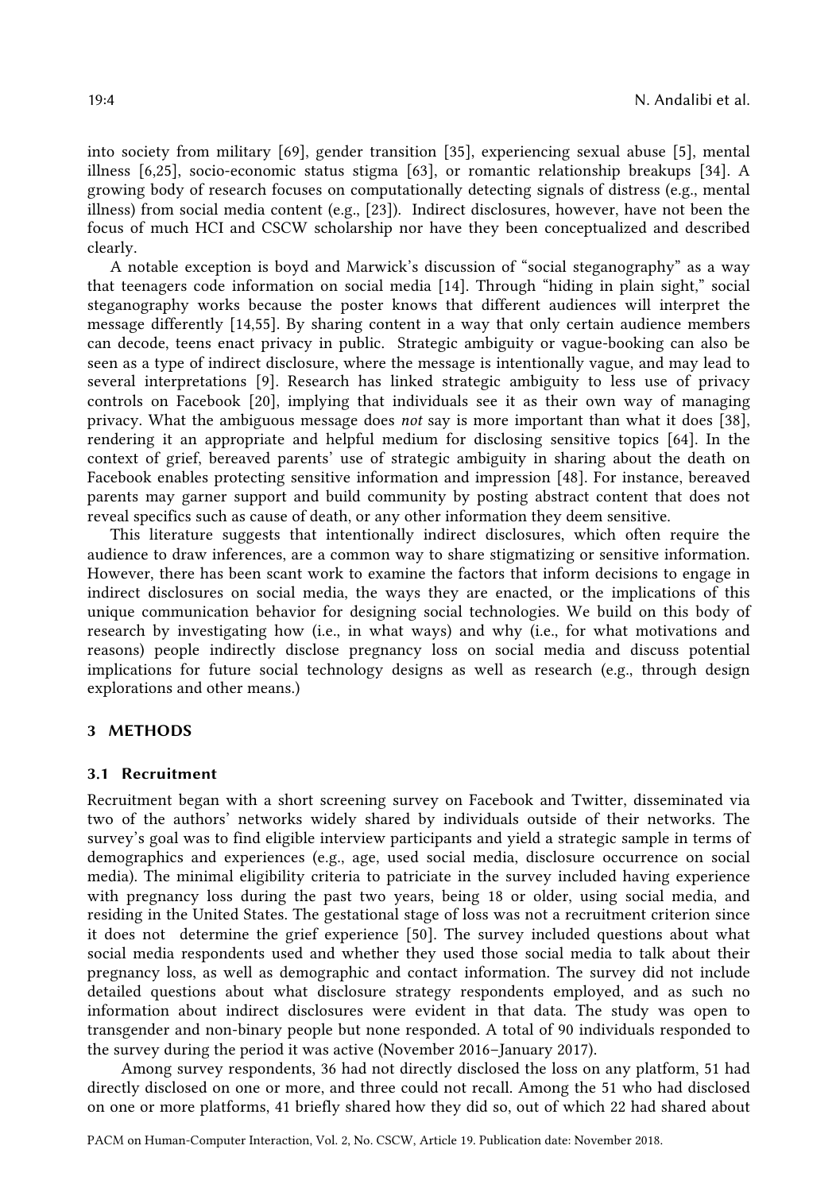into society from military [69], gender transition [35], experiencing sexual abuse [5], mental illness [6,25], socio-economic status stigma [63], or romantic relationship breakups [34]. A growing body of research focuses on computationally detecting signals of distress (e.g., mental illness) from social media content (e.g., [23]). Indirect disclosures, however, have not been the focus of much HCI and CSCW scholarship nor have they been conceptualized and described clearly.

A notable exception is boyd and Marwick's discussion of "social steganography" as a way that teenagers code information on social media [14]. Through "hiding in plain sight," social steganography works because the poster knows that different audiences will interpret the message differently [14,55]. By sharing content in a way that only certain audience members can decode, teens enact privacy in public. Strategic ambiguity or vague-booking can also be seen as a type of indirect disclosure, where the message is intentionally vague, and may lead to several interpretations [9]. Research has linked strategic ambiguity to less use of privacy controls on Facebook [20], implying that individuals see it as their own way of managing privacy. What the ambiguous message does *not* say is more important than what it does [38], rendering it an appropriate and helpful medium for disclosing sensitive topics [64]. In the context of grief, bereaved parents' use of strategic ambiguity in sharing about the death on Facebook enables protecting sensitive information and impression [48]. For instance, bereaved parents may garner support and build community by posting abstract content that does not reveal specifics such as cause of death, or any other information they deem sensitive.

This literature suggests that intentionally indirect disclosures, which often require the audience to draw inferences, are a common way to share stigmatizing or sensitive information. However, there has been scant work to examine the factors that inform decisions to engage in indirect disclosures on social media, the ways they are enacted, or the implications of this unique communication behavior for designing social technologies. We build on this body of research by investigating how (i.e., in what ways) and why (i.e., for what motivations and reasons) people indirectly disclose pregnancy loss on social media and discuss potential implications for future social technology designs as well as research (e.g., through design explorations and other means.)

## 3 METHODS

### 3.1 Recruitment

Recruitment began with a short screening survey on Facebook and Twitter, disseminated via two of the authors' networks widely shared by individuals outside of their networks. The survey's goal was to find eligible interview participants and yield a strategic sample in terms of demographics and experiences (e.g., age, used social media, disclosure occurrence on social media). The minimal eligibility criteria to patriciate in the survey included having experience with pregnancy loss during the past two years, being 18 or older, using social media, and residing in the United States. The gestational stage of loss was not a recruitment criterion since it does not determine the grief experience [50]. The survey included questions about what social media respondents used and whether they used those social media to talk about their pregnancy loss, as well as demographic and contact information. The survey did not include detailed questions about what disclosure strategy respondents employed, and as such no information about indirect disclosures were evident in that data. The study was open to transgender and non-binary people but none responded. A total of 90 individuals responded to the survey during the period it was active (November 2016–January 2017).

Among survey respondents, 36 had not directly disclosed the loss on any platform, 51 had directly disclosed on one or more, and three could not recall. Among the 51 who had disclosed on one or more platforms, 41 briefly shared how they did so, out of which 22 had shared about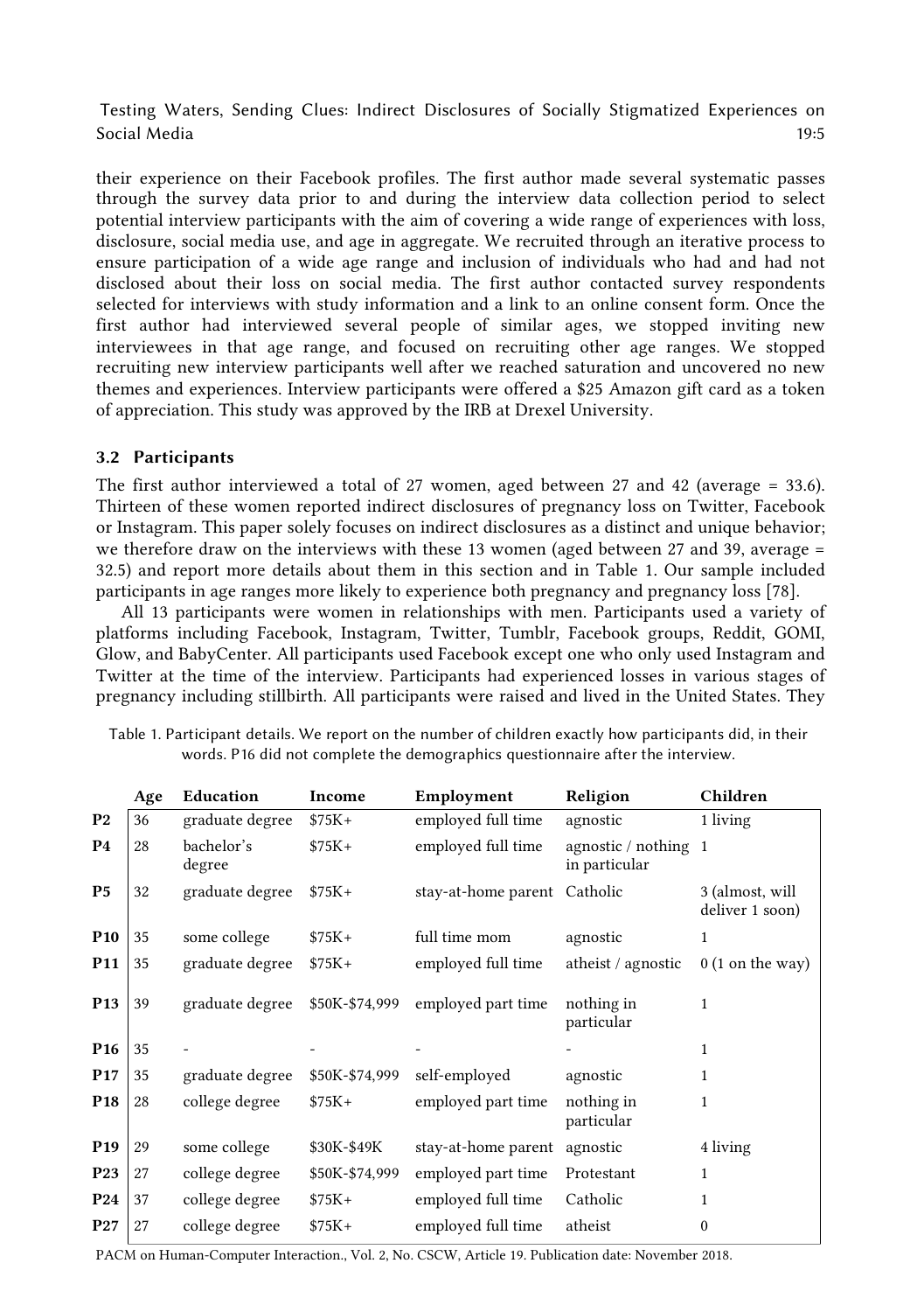their experience on their Facebook profiles. The first author made several systematic passes through the survey data prior to and during the interview data collection period to select potential interview participants with the aim of covering a wide range of experiences with loss, disclosure, social media use, and age in aggregate. We recruited through an iterative process to ensure participation of a wide age range and inclusion of individuals who had and had not disclosed about their loss on social media. The first author contacted survey respondents selected for interviews with study information and a link to an online consent form. Once the first author had interviewed several people of similar ages, we stopped inviting new interviewees in that age range, and focused on recruiting other age ranges. We stopped recruiting new interview participants well after we reached saturation and uncovered no new themes and experiences. Interview participants were offered a $25 Amazon gift card as a token of appreciation. This study was approved by the IRB at Drexel University.

### 3.2 Participants

The first author interviewed a total of 27 women, aged between 27 and 42 (average = 33.6). Thirteen of these women reported indirect disclosures of pregnancy loss on Twitter, Facebook or Instagram. This paper solely focuses on indirect disclosures as a distinct and unique behavior; we therefore draw on the interviews with these 13 women (aged between 27 and 39, average = 32.5) and report more details about them in this section and in Table 1. Our sample included participants in age ranges more likely to experience both pregnancy and pregnancy loss [78].

All 13 participants were women in relationships with men. Participants used a variety of platforms including Facebook, Instagram, Twitter, Tumblr, Facebook groups, Reddit, GOMI, Glow, and BabyCenter. All participants used Facebook except one who only used Instagram and Twitter at the time of the interview. Participants had experienced losses in various stages of pregnancy including stillbirth. All participants were raised and lived in the United States. They

Table 1. Participant details. We report on the number of children exactly how participants did, in their words. P16 did not complete the demographics questionnaire after the interview.

| | Age | Education | Income | Employment | Religion | Children |
|---|---|---|---|---|---|---|
| **P2** | 36 | graduate degree | $75K+ | employed full time | agnostic | 1 living |
| **P4** | 28 | bachelor's degree | $75K+ | employed full time | agnostic / nothing in particular | 1 |
| **P5** | 32 | graduate degree | $75K+ | stay-at-home parent | Catholic | 3 (almost, will deliver 1 soon) |
| **P10** | 35 | some college | $75K+ | full time mom | agnostic | 1 |
| **P11** | 35 | graduate degree | $75K+ | employed full time | atheist / agnostic | 0 (1 on the way) |
| **P13** | 39 | graduate degree | $50K-$74,999 | employed part time | nothing in particular | 1 |
| **P16** | 35 | - | - | - | - | 1 |
| **P17** | 35 | graduate degree | $50K-$74,999 | self-employed | agnostic | 1 |
| **P18** | 28 | college degree | $75K+ | employed part time | nothing in particular | 1 |
| **P19** | 29 | some college | $30K-$49K | stay-at-home parent | agnostic | 4 living |
| **P23** | 27 | college degree | $50K-$74,999 | employed part time | Protestant | 1 |
| **P24** | 37 | college degree | $75K+ | employed full time | Catholic | 1 |
| **P27** | 27 | college degree | $75K+ | employed full time | atheist | 0 |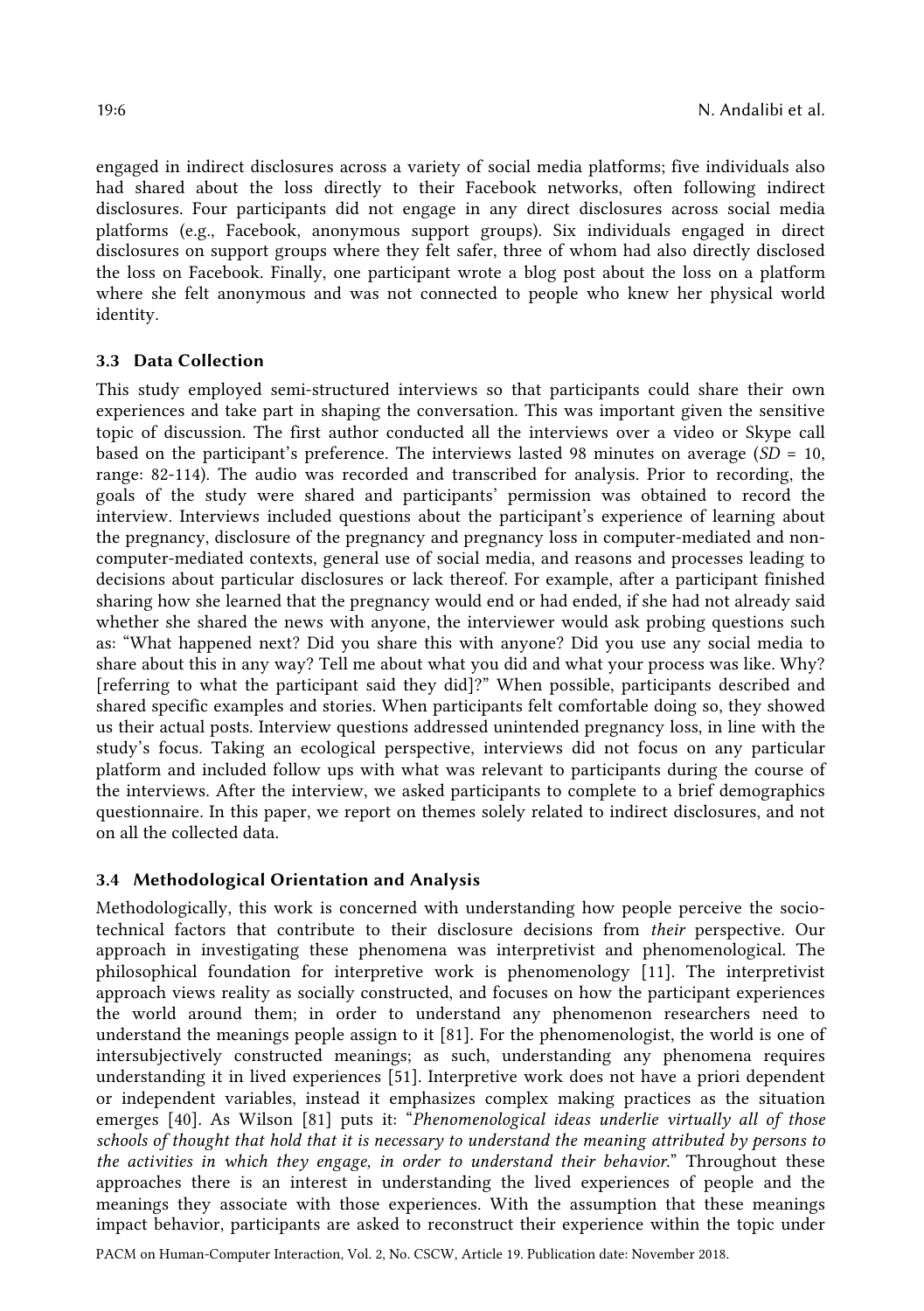engaged in indirect disclosures across a variety of social media platforms; five individuals also had shared about the loss directly to their Facebook networks, often following indirect disclosures. Four participants did not engage in any direct disclosures across social media platforms (e.g., Facebook, anonymous support groups). Six individuals engaged in direct disclosures on support groups where they felt safer, three of whom had also directly disclosed the loss on Facebook. Finally, one participant wrote a blog post about the loss on a platform where she felt anonymous and was not connected to people who knew her physical world identity.

### 3.3 Data Collection

This study employed semi-structured interviews so that participants could share their own experiences and take part in shaping the conversation. This was important given the sensitive topic of discussion. The first author conducted all the interviews over a video or Skype call based on the participant's preference. The interviews lasted 98 minutes on average (*SD* = 10, range: 82-114). The audio was recorded and transcribed for analysis. Prior to recording, the goals of the study were shared and participants' permission was obtained to record the interview. Interviews included questions about the participant's experience of learning about the pregnancy, disclosure of the pregnancy and pregnancy loss in computer-mediated and non-computer-mediated contexts, general use of social media, and reasons and processes leading to decisions about particular disclosures or lack thereof. For example, after a participant finished sharing how she learned that the pregnancy would end or had ended, if she had not already said whether she shared the news with anyone, the interviewer would ask probing questions such as: "What happened next? Did you share this with anyone? Did you use any social media to share about this in any way? Tell me about what you did and what your process was like. Why? [referring to what the participant said they did]?" When possible, participants described and shared specific examples and stories. When participants felt comfortable doing so, they showed us their actual posts. Interview questions addressed unintended pregnancy loss, in line with the study's focus. Taking an ecological perspective, interviews did not focus on any particular platform and included follow ups with what was relevant to participants during the course of the interviews. After the interview, we asked participants to complete to a brief demographics questionnaire. In this paper, we report on themes solely related to indirect disclosures, and not on all the collected data.

### 3.4 Methodological Orientation and Analysis

Methodologically, this work is concerned with understanding how people perceive the socio-technical factors that contribute to their disclosure decisions from *their* perspective. Our approach in investigating these phenomena was interpretivist and phenomenological. The philosophical foundation for interpretive work is phenomenology [11]. The interpretivist approach views reality as socially constructed, and focuses on how the participant experiences the world around them; in order to understand any phenomenon researchers need to understand the meanings people assign to it [81]. For the phenomenologist, the world is one of intersubjectively constructed meanings; as such, understanding any phenomena requires understanding it in lived experiences [51]. Interpretive work does not have a priori dependent or independent variables, instead it emphasizes complex making practices as the situation emerges [40]. As Wilson [81] puts it: "*Phenomenological ideas underlie virtually all of those schools of thought that hold that it is necessary to understand the meaning attributed by persons to the activities in which they engage, in order to understand their behavior.*" Throughout these approaches there is an interest in understanding the lived experiences of people and the meanings they associate with those experiences. With the assumption that these meanings impact behavior, participants are asked to reconstruct their experience within the topic under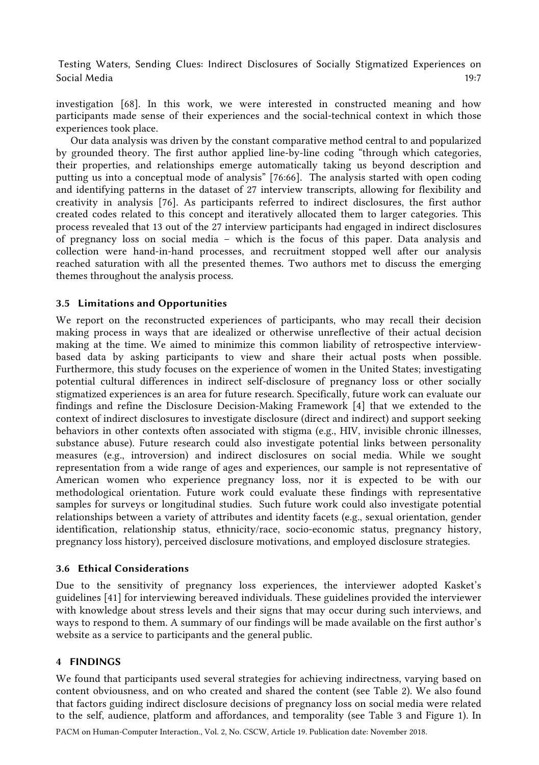investigation [68]. In this work, we were interested in constructed meaning and how participants made sense of their experiences and the social-technical context in which those experiences took place.

Our data analysis was driven by the constant comparative method central to and popularized by grounded theory. The first author applied line-by-line coding "through which categories, their properties, and relationships emerge automatically taking us beyond description and putting us into a conceptual mode of analysis" [76:66]. The analysis started with open coding and identifying patterns in the dataset of 27 interview transcripts, allowing for flexibility and creativity in analysis [76]. As participants referred to indirect disclosures, the first author created codes related to this concept and iteratively allocated them to larger categories. This process revealed that 13 out of the 27 interview participants had engaged in indirect disclosures of pregnancy loss on social media – which is the focus of this paper. Data analysis and collection were hand-in-hand processes, and recruitment stopped well after our analysis reached saturation with all the presented themes. Two authors met to discuss the emerging themes throughout the analysis process.

### 3.5 Limitations and Opportunities

We report on the reconstructed experiences of participants, who may recall their decision making process in ways that are idealized or otherwise unreflective of their actual decision making at the time. We aimed to minimize this common liability of retrospective interview-based data by asking participants to view and share their actual posts when possible. Furthermore, this study focuses on the experience of women in the United States; investigating potential cultural differences in indirect self-disclosure of pregnancy loss or other socially stigmatized experiences is an area for future research. Specifically, future work can evaluate our findings and refine the Disclosure Decision-Making Framework [4] that we extended to the context of indirect disclosures to investigate disclosure (direct and indirect) and support seeking behaviors in other contexts often associated with stigma (e.g., HIV, invisible chronic illnesses, substance abuse). Future research could also investigate potential links between personality measures (e.g., introversion) and indirect disclosures on social media. While we sought representation from a wide range of ages and experiences, our sample is not representative of American women who experience pregnancy loss, nor it is expected to be with our methodological orientation. Future work could evaluate these findings with representative samples for surveys or longitudinal studies. Such future work could also investigate potential relationships between a variety of attributes and identity facets (e.g., sexual orientation, gender identification, relationship status, ethnicity/race, socio-economic status, pregnancy history, pregnancy loss history), perceived disclosure motivations, and employed disclosure strategies.

### 3.6 Ethical Considerations

Due to the sensitivity of pregnancy loss experiences, the interviewer adopted Kasket's guidelines [41] for interviewing bereaved individuals. These guidelines provided the interviewer with knowledge about stress levels and their signs that may occur during such interviews, and ways to respond to them. A summary of our findings will be made available on the first author's website as a service to participants and the general public.

## 4 FINDINGS

We found that participants used several strategies for achieving indirectness, varying based on content obviousness, and on who created and shared the content (see Table 2). We also found that factors guiding indirect disclosure decisions of pregnancy loss on social media were related to the self, audience, platform and affordances, and temporality (see Table 3 and Figure 1). In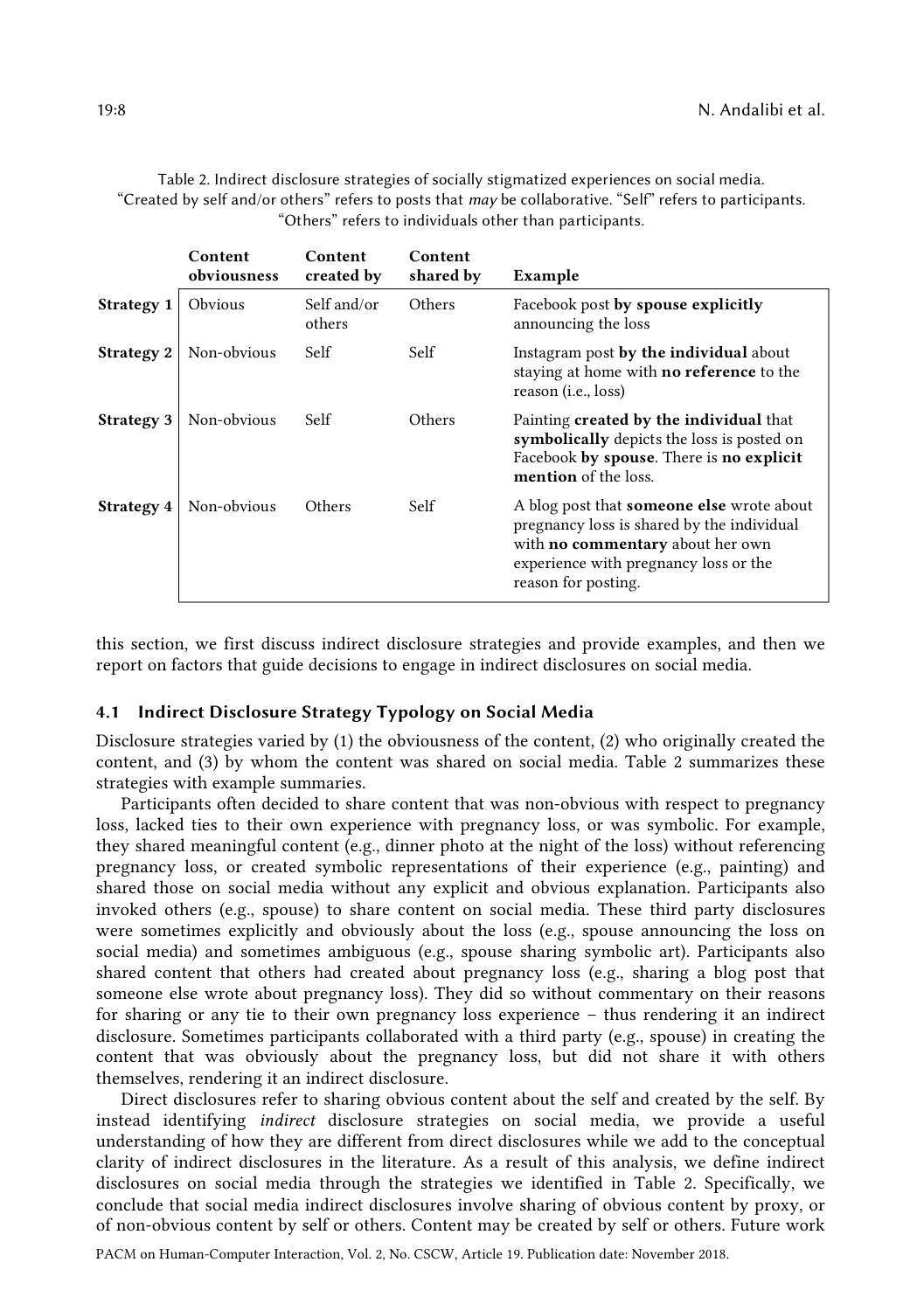Table 2. Indirect disclosure strategies of socially stigmatized experiences on social media. "Created by self and/or others" refers to posts that *may* be collaborative. "Self" refers to participants. "Others" refers to individuals other than participants.

| | Content obviousness | Content created by | Content shared by | Example |
|---|---|---|---|---|
| **Strategy 1** | Obvious | Self and/or others | Others | Facebook post **by spouse explicitly** announcing the loss |
| **Strategy 2** | Non-obvious | Self | Self | Instagram post **by the individual** about staying at home with **no reference** to the reason (i.e., loss) |
| **Strategy 3** | Non-obvious | Self | Others | Painting **created by the individual** that **symbolically** depicts the loss is posted on Facebook **by spouse**. There is **no explicit mention** of the loss. |
| **Strategy 4** | Non-obvious | Others | Self | A blog post that **someone else** wrote about pregnancy loss is shared by the individual with **no commentary** about her own experience with pregnancy loss or the reason for posting. |

this section, we first discuss indirect disclosure strategies and provide examples, and then we report on factors that guide decisions to engage in indirect disclosures on social media.

### 4.1 Indirect Disclosure Strategy Typology on Social Media

Disclosure strategies varied by (1) the obviousness of the content, (2) who originally created the content, and (3) by whom the content was shared on social media. Table 2 summarizes these strategies with example summaries.

Participants often decided to share content that was non-obvious with respect to pregnancy loss, lacked ties to their own experience with pregnancy loss, or was symbolic. For example, they shared meaningful content (e.g., dinner photo at the night of the loss) without referencing pregnancy loss, or created symbolic representations of their experience (e.g., painting) and shared those on social media without any explicit and obvious explanation. Participants also invoked others (e.g., spouse) to share content on social media. These third party disclosures were sometimes explicitly and obviously about the loss (e.g., spouse announcing the loss on social media) and sometimes ambiguous (e.g., spouse sharing symbolic art). Participants also shared content that others had created about pregnancy loss (e.g., sharing a blog post that someone else wrote about pregnancy loss). They did so without commentary on their reasons for sharing or any tie to their own pregnancy loss experience – thus rendering it an indirect disclosure. Sometimes participants collaborated with a third party (e.g., spouse) in creating the content that was obviously about the pregnancy loss, but did not share it with others themselves, rendering it an indirect disclosure.

Direct disclosures refer to sharing obvious content about the self and created by the self. By instead identifying *indirect* disclosure strategies on social media, we provide a useful understanding of how they are different from direct disclosures while we add to the conceptual clarity of indirect disclosures in the literature. As a result of this analysis, we define indirect disclosures on social media through the strategies we identified in Table 2. Specifically, we conclude that social media indirect disclosures involve sharing of obvious content by proxy, or of non-obvious content by self or others. Content may be created by self or others. Future work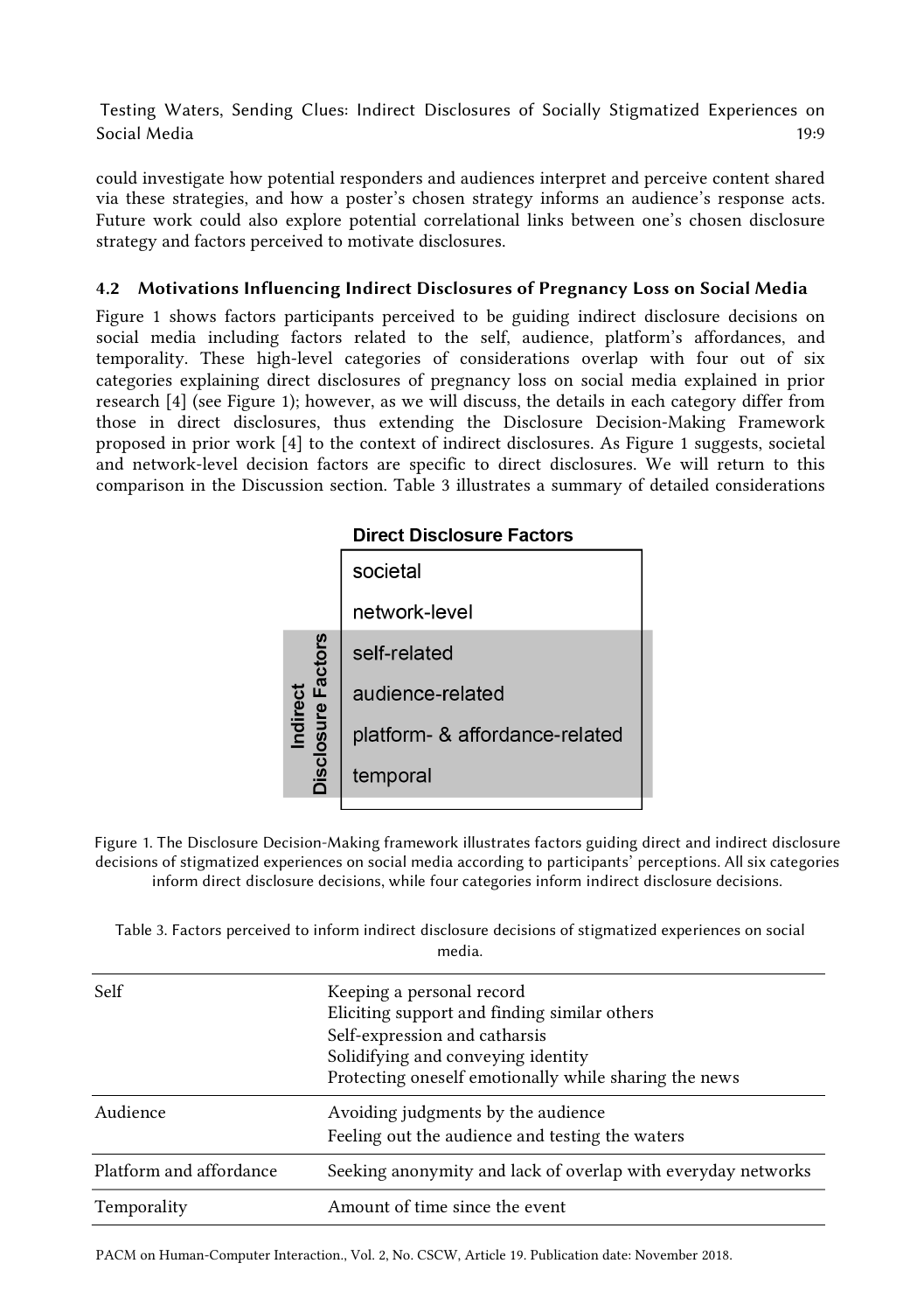could investigate how potential responders and audiences interpret and perceive content shared via these strategies, and how a poster's chosen strategy informs an audience's response acts. Future work could also explore potential correlational links between one's chosen disclosure strategy and factors perceived to motivate disclosures.

### 4.2 Motivations Influencing Indirect Disclosures of Pregnancy Loss on Social Media

Figure 1 shows factors participants perceived to be guiding indirect disclosure decisions on social media including factors related to the self, audience, platform's affordances, and temporality. These high-level categories of considerations overlap with four out of six categories explaining direct disclosures of pregnancy loss on social media explained in prior research [4] (see Figure 1); however, as we will discuss, the details in each category differ from those in direct disclosures, thus extending the Disclosure Decision-Making Framework proposed in prior work [4] to the context of indirect disclosures. As Figure 1 suggests, societal and network-level decision factors are specific to direct disclosures. We will return to this comparison in the Discussion section. Table 3 illustrates a summary of detailed considerations

**Direct Disclosure Factors**

- societal
- network-level
- self-related
- audience-related
- platform- & affordance-related
- temporal

**Indirect Disclosure Factors** (self-related, audience-related, platform- & affordance-related, temporal)

Figure 1. The Disclosure Decision-Making framework illustrates factors guiding direct and indirect disclosure decisions of stigmatized experiences on social media according to participants' perceptions. All six categories inform direct disclosure decisions, while four categories inform indirect disclosure decisions.

Table 3. Factors perceived to inform indirect disclosure decisions of stigmatized experiences on social media.

| | |
|---|---|
| Self | Keeping a personal record<br>Eliciting support and finding similar others<br>Self-expression and catharsis<br>Solidifying and conveying identity<br>Protecting oneself emotionally while sharing the news |
| Audience | Avoiding judgments by the audience<br>Feeling out the audience and testing the waters |
| Platform and affordance | Seeking anonymity and lack of overlap with everyday networks |
| Temporality | Amount of time since the event |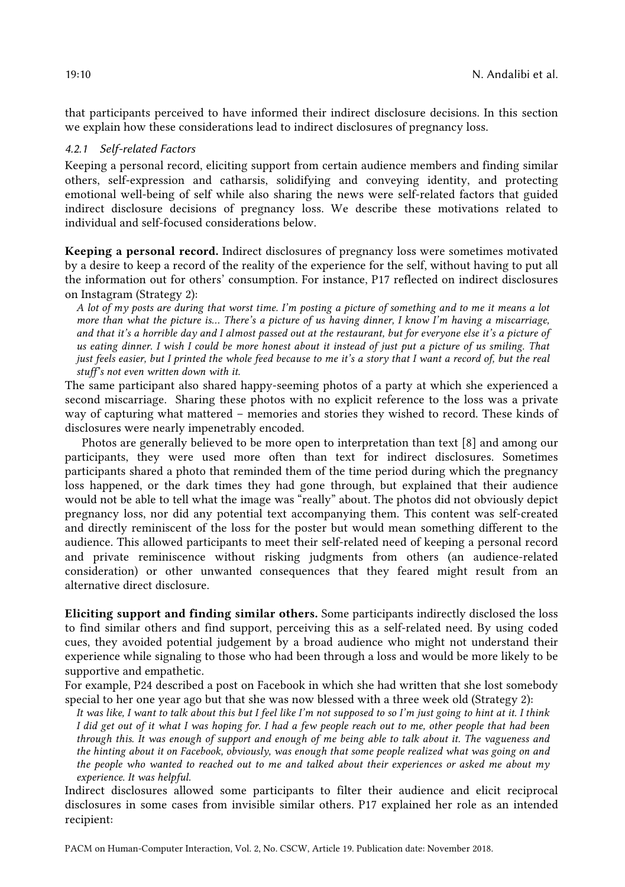that participants perceived to have informed their indirect disclosure decisions. In this section we explain how these considerations lead to indirect disclosures of pregnancy loss.

#### *4.2.1 Self-related Factors*

Keeping a personal record, eliciting support from certain audience members and finding similar others, self-expression and catharsis, solidifying and conveying identity, and protecting emotional well-being of self while also sharing the news were self-related factors that guided indirect disclosure decisions of pregnancy loss. We describe these motivations related to individual and self-focused considerations below.

**Keeping a personal record.** Indirect disclosures of pregnancy loss were sometimes motivated by a desire to keep a record of the reality of the experience for the self, without having to put all the information out for others' consumption. For instance, P17 reflected on indirect disclosures on Instagram (Strategy 2):

> *A lot of my posts are during that worst time. I'm posting a picture of something and to me it means a lot more than what the picture is… There's a picture of us having dinner, I know I'm having a miscarriage, and that it's a horrible day and I almost passed out at the restaurant, but for everyone else it's a picture of us eating dinner. I wish I could be more honest about it instead of just put a picture of us smiling. That just feels easier, but I printed the whole feed because to me it's a story that I want a record of, but the real stuff's not even written down with it.*

The same participant also shared happy-seeming photos of a party at which she experienced a second miscarriage. Sharing these photos with no explicit reference to the loss was a private way of capturing what mattered – memories and stories they wished to record. These kinds of disclosures were nearly impenetrably encoded.

Photos are generally believed to be more open to interpretation than text [8] and among our participants, they were used more often than text for indirect disclosures. Sometimes participants shared a photo that reminded them of the time period during which the pregnancy loss happened, or the dark times they had gone through, but explained that their audience would not be able to tell what the image was "really" about. The photos did not obviously depict pregnancy loss, nor did any potential text accompanying them. This content was self-created and directly reminiscent of the loss for the poster but would mean something different to the audience. This allowed participants to meet their self-related need of keeping a personal record and private reminiscence without risking judgments from others (an audience-related consideration) or other unwanted consequences that they feared might result from an alternative direct disclosure.

**Eliciting support and finding similar others.** Some participants indirectly disclosed the loss to find similar others and find support, perceiving this as a self-related need. By using coded cues, they avoided potential judgement by a broad audience who might not understand their experience while signaling to those who had been through a loss and would be more likely to be supportive and empathetic.

For example, P24 described a post on Facebook in which she had written that she lost somebody special to her one year ago but that she was now blessed with a three week old (Strategy 2):

> *It was like, I want to talk about this but I feel like I'm not supposed to so I'm just going to hint at it. I think I did get out of it what I was hoping for. I had a few people reach out to me, other people that had been through this. It was enough of support and enough of me being able to talk about it. The vagueness and the hinting about it on Facebook, obviously, was enough that some people realized what was going on and the people who wanted to reached out to me and talked about their experiences or asked me about my experience. It was helpful.*

Indirect disclosures allowed some participants to filter their audience and elicit reciprocal disclosures in some cases from invisible similar others. P17 explained her role as an intended recipient: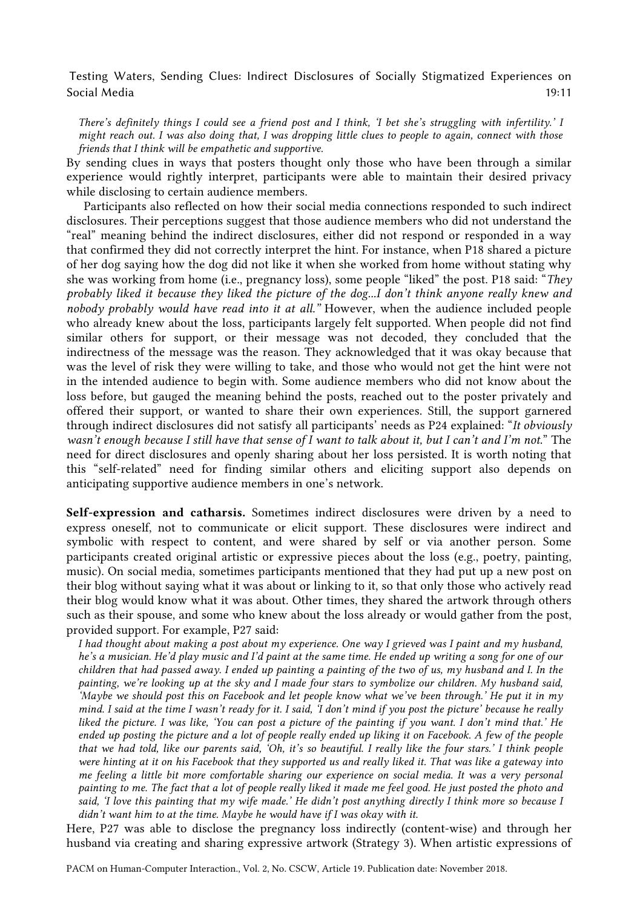*There's definitely things I could see a friend post and I think, 'I bet she's struggling with infertility.' I might reach out. I was also doing that, I was dropping little clues to people to again, connect with those friends that I think will be empathetic and supportive.*

By sending clues in ways that posters thought only those who have been through a similar experience would rightly interpret, participants were able to maintain their desired privacy while disclosing to certain audience members.

Participants also reflected on how their social media connections responded to such indirect disclosures. Their perceptions suggest that those audience members who did not understand the "real" meaning behind the indirect disclosures, either did not respond or responded in a way that confirmed they did not correctly interpret the hint. For instance, when P18 shared a picture of her dog saying how the dog did not like it when she worked from home without stating why she was working from home (i.e., pregnancy loss), some people "liked" the post. P18 said: "*They probably liked it because they liked the picture of the dog...I don't think anyone really knew and nobody probably would have read into it at all.*" However, when the audience included people who already knew about the loss, participants largely felt supported. When people did not find similar others for support, or their message was not decoded, they concluded that the indirectness of the message was the reason. They acknowledged that it was okay because that was the level of risk they were willing to take, and those who would not get the hint were not in the intended audience to begin with. Some audience members who did not know about the loss before, but gauged the meaning behind the posts, reached out to the poster privately and offered their support, or wanted to share their own experiences. Still, the support garnered through indirect disclosures did not satisfy all participants' needs as P24 explained: "*It obviously wasn't enough because I still have that sense of I want to talk about it, but I can't and I'm not.*" The need for direct disclosures and openly sharing about her loss persisted. It is worth noting that this "self-related" need for finding similar others and eliciting support also depends on anticipating supportive audience members in one's network.

**Self-expression and catharsis.** Sometimes indirect disclosures were driven by a need to express oneself, not to communicate or elicit support. These disclosures were indirect and symbolic with respect to content, and were shared by self or via another person. Some participants created original artistic or expressive pieces about the loss (e.g., poetry, painting, music). On social media, sometimes participants mentioned that they had put up a new post on their blog without saying what it was about or linking to it, so that only those who actively read their blog would know what it was about. Other times, they shared the artwork through others such as their spouse, and some who knew about the loss already or would gather from the post, provided support. For example, P27 said:

*I had thought about making a post about my experience. One way I grieved was I paint and my husband, he's a musician. He'd play music and I'd paint at the same time. He ended up writing a song for one of our children that had passed away. I ended up painting a painting of the two of us, my husband and I. In the painting, we're looking up at the sky and I made four stars to symbolize our children. My husband said, 'Maybe we should post this on Facebook and let people know what we've been through.' He put it in my mind. I said at the time I wasn't ready for it. I said, 'I don't mind if you post the picture' because he really liked the picture. I was like, 'You can post a picture of the painting if you want. I don't mind that.' He ended up posting the picture and a lot of people really ended up liking it on Facebook. A few of the people that we had told, like our parents said, 'Oh, it's so beautiful. I really like the four stars.' I think people were hinting at it on his Facebook that they supported us and really liked it. That was like a gateway into me feeling a little bit more comfortable sharing our experience on social media. It was a very personal painting to me. The fact that a lot of people really liked it made me feel good. He just posted the photo and said, 'I love this painting that my wife made.' He didn't post anything directly I think more so because I didn't want him to at the time. Maybe he would have if I was okay with it.*

Here, P27 was able to disclose the pregnancy loss indirectly (content-wise) and through her husband via creating and sharing expressive artwork (Strategy 3). When artistic expressions of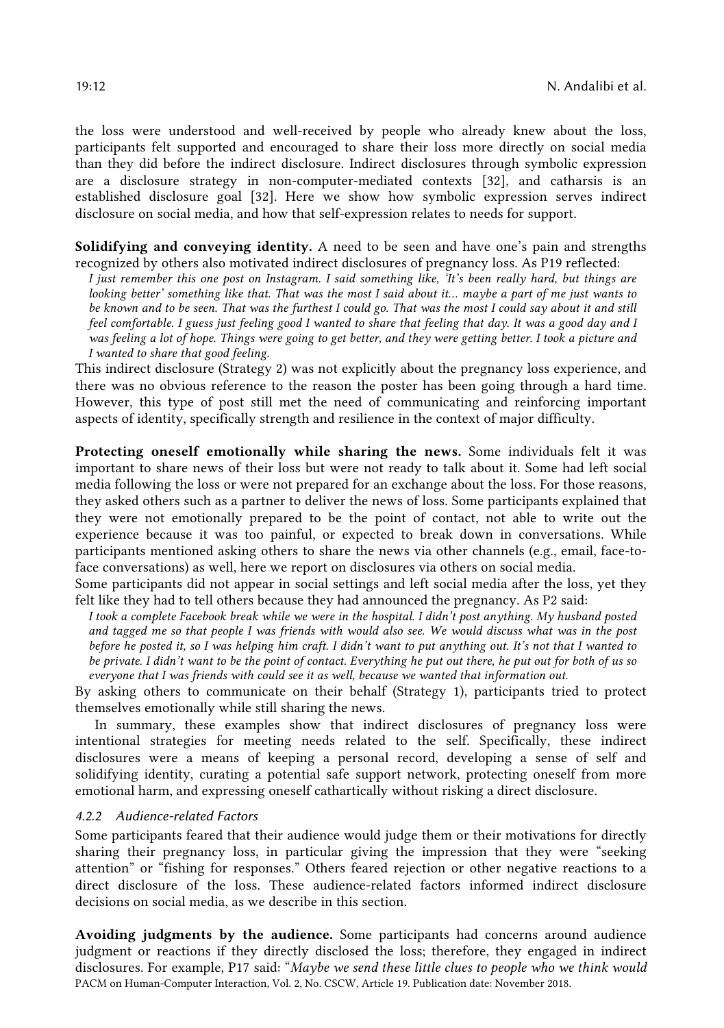the loss were understood and well-received by people who already knew about the loss, participants felt supported and encouraged to share their loss more directly on social media than they did before the indirect disclosure. Indirect disclosures through symbolic expression are a disclosure strategy in non-computer-mediated contexts [32], and catharsis is an established disclosure goal [32]. Here we show how symbolic expression serves indirect disclosure on social media, and how that self-expression relates to needs for support.

**Solidifying and conveying identity.** A need to be seen and have one's pain and strengths recognized by others also motivated indirect disclosures of pregnancy loss. As P19 reflected:

> *I just remember this one post on Instagram. I said something like, 'It's been really hard, but things are looking better' something like that. That was the most I said about it... maybe a part of me just wants to be known and to be seen. That was the furthest I could go. That was the most I could say about it and still feel comfortable. I guess just feeling good I wanted to share that feeling that day. It was a good day and I was feeling a lot of hope. Things were going to get better, and they were getting better. I took a picture and I wanted to share that good feeling.*

This indirect disclosure (Strategy 2) was not explicitly about the pregnancy loss experience, and there was no obvious reference to the reason the poster has been going through a hard time. However, this type of post still met the need of communicating and reinforcing important aspects of identity, specifically strength and resilience in the context of major difficulty.

**Protecting oneself emotionally while sharing the news.** Some individuals felt it was important to share news of their loss but were not ready to talk about it. Some had left social media following the loss or were not prepared for an exchange about the loss. For those reasons, they asked others such as a partner to deliver the news of loss. Some participants explained that they were not emotionally prepared to be the point of contact, not able to write out the experience because it was too painful, or expected to break down in conversations. While participants mentioned asking others to share the news via other channels (e.g., email, face-to-face conversations) as well, here we report on disclosures via others on social media.

Some participants did not appear in social settings and left social media after the loss, yet they felt like they had to tell others because they had announced the pregnancy. As P2 said:

> *I took a complete Facebook break while we were in the hospital. I didn't post anything. My husband posted and tagged me so that people I was friends with would also see. We would discuss what was in the post before he posted it, so I was helping him craft. I didn't want to put anything out. It's not that I wanted to be private. I didn't want to be the point of contact. Everything he put out there, he put out for both of us so everyone that I was friends with could see it as well, because we wanted that information out.*

By asking others to communicate on their behalf (Strategy 1), participants tried to protect themselves emotionally while still sharing the news.

In summary, these examples show that indirect disclosures of pregnancy loss were intentional strategies for meeting needs related to the self. Specifically, these indirect disclosures were a means of keeping a personal record, developing a sense of self and solidifying identity, curating a potential safe support network, protecting oneself from more emotional harm, and expressing oneself cathartically without risking a direct disclosure.

#### *4.2.2 Audience-related Factors*

Some participants feared that their audience would judge them or their motivations for directly sharing their pregnancy loss, in particular giving the impression that they were "seeking attention" or "fishing for responses." Others feared rejection or other negative reactions to a direct disclosure of the loss. These audience-related factors informed indirect disclosure decisions on social media, as we describe in this section.

**Avoiding judgments by the audience.** Some participants had concerns around audience judgment or reactions if they directly disclosed the loss; therefore, they engaged in indirect disclosures. For example, P17 said: "*Maybe we send these little clues to people who we think would*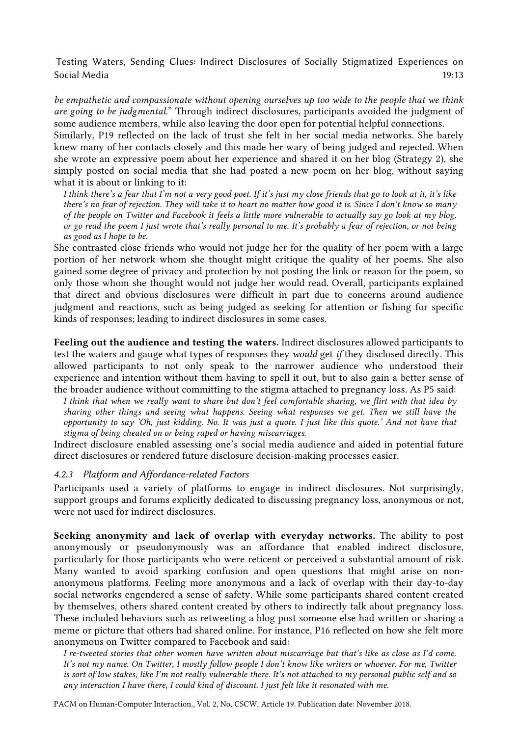*be empathetic and compassionate without opening ourselves up too wide to the people that we think are going to be judgmental.*" Through indirect disclosures, participants avoided the judgment of some audience members, while also leaving the door open for potential helpful connections.

Similarly, P19 reflected on the lack of trust she felt in her social media networks. She barely knew many of her contacts closely and this made her wary of being judged and rejected. When she wrote an expressive poem about her experience and shared it on her blog (Strategy 2), she simply posted on social media that she had posted a new poem on her blog, without saying what it is about or linking to it:

> *I think there's a fear that I'm not a very good poet. If it's just my close friends that go to look at it, it's like there's no fear of rejection. They will take it to heart no matter how good it is. Since I don't know so many of the people on Twitter and Facebook it feels a little more vulnerable to actually say go look at my blog, or go read the poem I just wrote that's really personal to me. It's probably a fear of rejection, or not being as good as I hope to be.*

She contrasted close friends who would not judge her for the quality of her poem with a large portion of her network whom she thought might critique the quality of her poems. She also gained some degree of privacy and protection by not posting the link or reason for the poem, so only those whom she thought would not judge her would read. Overall, participants explained that direct and obvious disclosures were difficult in part due to concerns around audience judgment and reactions, such as being judged as seeking for attention or fishing for specific kinds of responses; leading to indirect disclosures in some cases.

**Feeling out the audience and testing the waters.** Indirect disclosures allowed participants to test the waters and gauge what types of responses they *would* get *if* they disclosed directly. This allowed participants to not only speak to the narrower audience who understood their experience and intention without them having to spell it out, but to also gain a better sense of the broader audience without committing to the stigma attached to pregnancy loss. As P5 said:

> *I think that when we really want to share but don't feel comfortable sharing, we flirt with that idea by sharing other things and seeing what happens. Seeing what responses we get. Then we still have the opportunity to say 'Oh, just kidding. No. It was just a quote. I just like this quote.' And not have that stigma of being cheated on or being raped or having miscarriages.*

Indirect disclosure enabled assessing one's social media audience and aided in potential future direct disclosures or rendered future disclosure decision-making processes easier.

#### *4.2.3 Platform and Affordance-related Factors*

Participants used a variety of platforms to engage in indirect disclosures. Not surprisingly, support groups and forums explicitly dedicated to discussing pregnancy loss, anonymous or not, were not used for indirect disclosures.

**Seeking anonymity and lack of overlap with everyday networks.** The ability to post anonymously or pseudonymously was an affordance that enabled indirect disclosure, particularly for those participants who were reticent or perceived a substantial amount of risk. Many wanted to avoid sparking confusion and open questions that might arise on non-anonymous platforms. Feeling more anonymous and a lack of overlap with their day-to-day social networks engendered a sense of safety. While some participants shared content created by themselves, others shared content created by others to indirectly talk about pregnancy loss. These included behaviors such as retweeting a blog post someone else had written or sharing a meme or picture that others had shared online. For instance, P16 reflected on how she felt more anonymous on Twitter compared to Facebook and said:

> *I re-tweeted stories that other women have written about miscarriage but that's like as close as I'd come. It's not my name. On Twitter, I mostly follow people I don't know like writers or whoever. For me, Twitter is sort of low stakes, like I'm not really vulnerable there. It's not attached to my personal public self and so any interaction I have there, I could kind of discount. I just felt like it resonated with me.*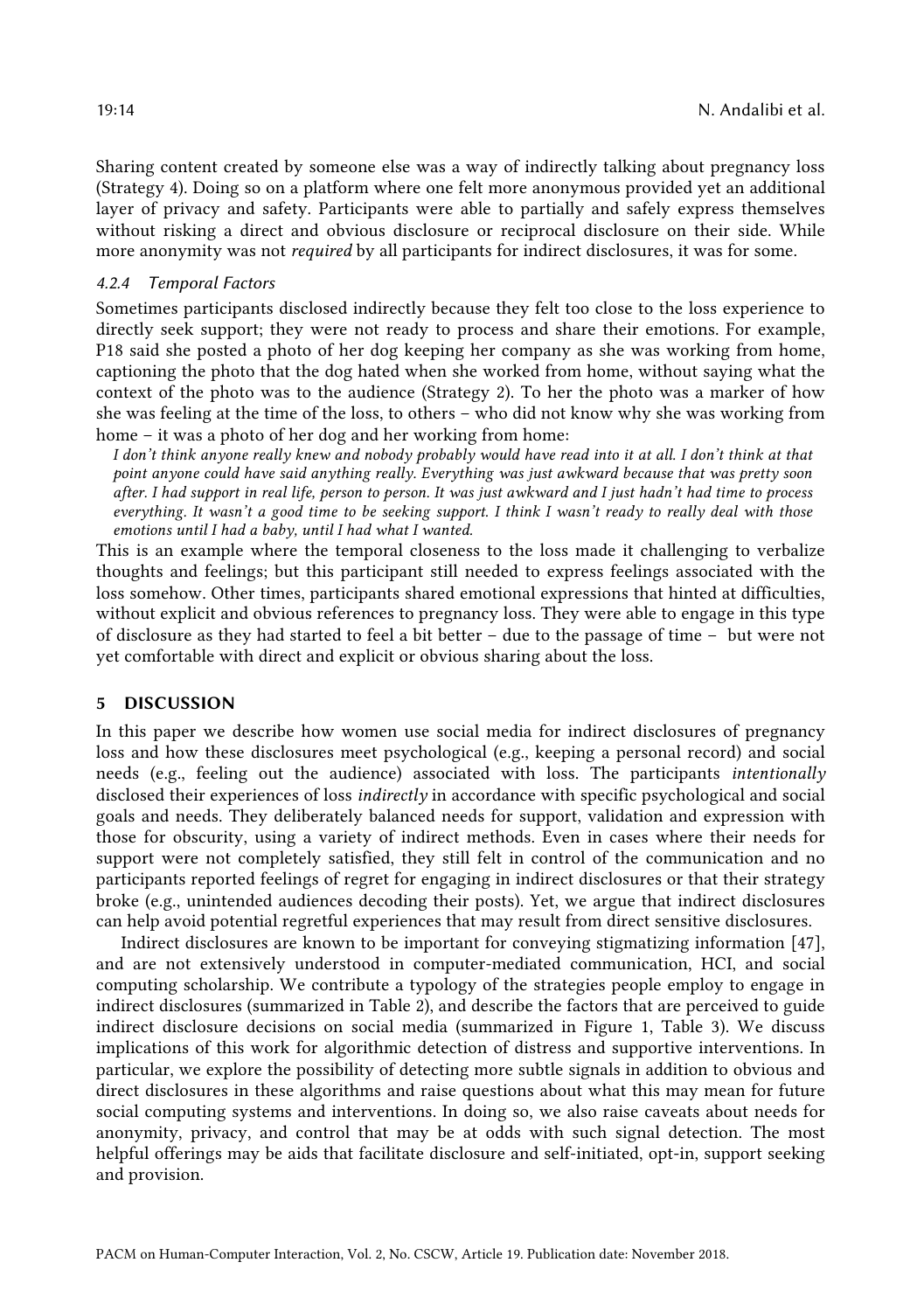Sharing content created by someone else was a way of indirectly talking about pregnancy loss (Strategy 4). Doing so on a platform where one felt more anonymous provided yet an additional layer of privacy and safety. Participants were able to partially and safely express themselves without risking a direct and obvious disclosure or reciprocal disclosure on their side. While more anonymity was not *required* by all participants for indirect disclosures, it was for some.

#### *4.2.4 Temporal Factors*

Sometimes participants disclosed indirectly because they felt too close to the loss experience to directly seek support; they were not ready to process and share their emotions. For example, P18 said she posted a photo of her dog keeping her company as she was working from home, captioning the photo that the dog hated when she worked from home, without saying what the context of the photo was to the audience (Strategy 2). To her the photo was a marker of how she was feeling at the time of the loss, to others – who did not know why she was working from home – it was a photo of her dog and her working from home:

> *I don't think anyone really knew and nobody probably would have read into it at all. I don't think at that point anyone could have said anything really. Everything was just awkward because that was pretty soon after. I had support in real life, person to person. It was just awkward and I just hadn't had time to process everything. It wasn't a good time to be seeking support. I think I wasn't ready to really deal with those emotions until I had a baby, until I had what I wanted.*

This is an example where the temporal closeness to the loss made it challenging to verbalize thoughts and feelings; but this participant still needed to express feelings associated with the loss somehow. Other times, participants shared emotional expressions that hinted at difficulties, without explicit and obvious references to pregnancy loss. They were able to engage in this type of disclosure as they had started to feel a bit better – due to the passage of time – but were not yet comfortable with direct and explicit or obvious sharing about the loss.

## 5 DISCUSSION

In this paper we describe how women use social media for indirect disclosures of pregnancy loss and how these disclosures meet psychological (e.g., keeping a personal record) and social needs (e.g., feeling out the audience) associated with loss. The participants *intentionally* disclosed their experiences of loss *indirectly* in accordance with specific psychological and social goals and needs. They deliberately balanced needs for support, validation and expression with those for obscurity, using a variety of indirect methods. Even in cases where their needs for support were not completely satisfied, they still felt in control of the communication and no participants reported feelings of regret for engaging in indirect disclosures or that their strategy broke (e.g., unintended audiences decoding their posts). Yet, we argue that indirect disclosures can help avoid potential regretful experiences that may result from direct sensitive disclosures.

Indirect disclosures are known to be important for conveying stigmatizing information [47], and are not extensively understood in computer-mediated communication, HCI, and social computing scholarship. We contribute a typology of the strategies people employ to engage in indirect disclosures (summarized in Table 2), and describe the factors that are perceived to guide indirect disclosure decisions on social media (summarized in Figure 1, Table 3). We discuss implications of this work for algorithmic detection of distress and supportive interventions. In particular, we explore the possibility of detecting more subtle signals in addition to obvious and direct disclosures in these algorithms and raise questions about what this may mean for future social computing systems and interventions. In doing so, we also raise caveats about needs for anonymity, privacy, and control that may be at odds with such signal detection. The most helpful offerings may be aids that facilitate disclosure and self-initiated, opt-in, support seeking and provision.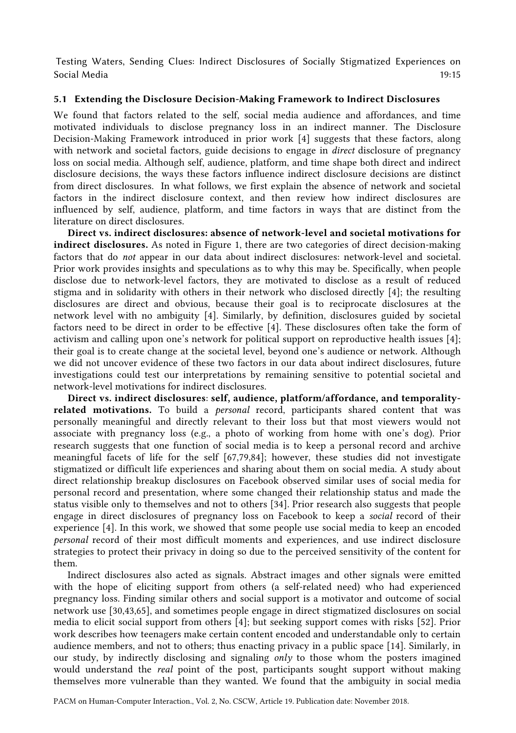### 5.1 Extending the Disclosure Decision-Making Framework to Indirect Disclosures

We found that factors related to the self, social media audience and affordances, and time motivated individuals to disclose pregnancy loss in an indirect manner. The Disclosure Decision-Making Framework introduced in prior work [4] suggests that these factors, along with network and societal factors, guide decisions to engage in *direct* disclosure of pregnancy loss on social media. Although self, audience, platform, and time shape both direct and indirect disclosure decisions, the ways these factors influence indirect disclosure decisions are distinct from direct disclosures. In what follows, we first explain the absence of network and societal factors in the indirect disclosure context, and then review how indirect disclosures are influenced by self, audience, platform, and time factors in ways that are distinct from the literature on direct disclosures.

**Direct vs. indirect disclosures: absence of network-level and societal motivations for indirect disclosures.** As noted in Figure 1, there are two categories of direct decision-making factors that do *not* appear in our data about indirect disclosures: network-level and societal. Prior work provides insights and speculations as to why this may be. Specifically, when people disclose due to network-level factors, they are motivated to disclose as a result of reduced stigma and in solidarity with others in their network who disclosed directly [4]; the resulting disclosures are direct and obvious, because their goal is to reciprocate disclosures at the network level with no ambiguity [4]. Similarly, by definition, disclosures guided by societal factors need to be direct in order to be effective [4]. These disclosures often take the form of activism and calling upon one's network for political support on reproductive health issues [4]; their goal is to create change at the societal level, beyond one's audience or network. Although we did not uncover evidence of these two factors in our data about indirect disclosures, future investigations could test our interpretations by remaining sensitive to potential societal and network-level motivations for indirect disclosures.

**Direct vs. indirect disclosures: self, audience, platform/affordance, and temporality-related motivations.** To build a *personal* record, participants shared content that was personally meaningful and directly relevant to their loss but that most viewers would not associate with pregnancy loss (e.g., a photo of working from home with one's dog). Prior research suggests that one function of social media is to keep a personal record and archive meaningful facets of life for the self [67,79,84]; however, these studies did not investigate stigmatized or difficult life experiences and sharing about them on social media. A study about direct relationship breakup disclosures on Facebook observed similar uses of social media for personal record and presentation, where some changed their relationship status and made the status visible only to themselves and not to others [34]. Prior research also suggests that people engage in direct disclosures of pregnancy loss on Facebook to keep a *social* record of their experience [4]. In this work, we showed that some people use social media to keep an encoded *personal* record of their most difficult moments and experiences, and use indirect disclosure strategies to protect their privacy in doing so due to the perceived sensitivity of the content for them.

Indirect disclosures also acted as signals. Abstract images and other signals were emitted with the hope of eliciting support from others (a self-related need) who had experienced pregnancy loss. Finding similar others and social support is a motivator and outcome of social network use [30,43,65], and sometimes people engage in direct stigmatized disclosures on social media to elicit social support from others [4]; but seeking support comes with risks [52]. Prior work describes how teenagers make certain content encoded and understandable only to certain audience members, and not to others; thus enacting privacy in a public space [14]. Similarly, in our study, by indirectly disclosing and signaling *only* to those whom the posters imagined would understand the *real* point of the post, participants sought support without making themselves more vulnerable than they wanted. We found that the ambiguity in social media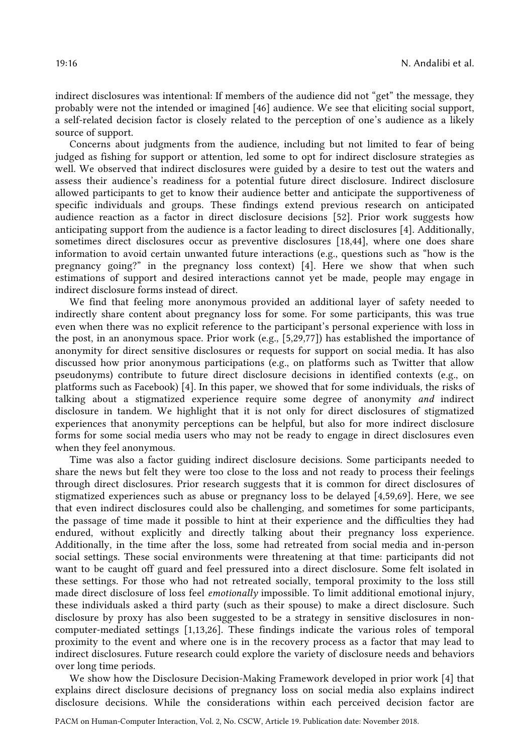indirect disclosures was intentional: If members of the audience did not "get" the message, they probably were not the intended or imagined [46] audience. We see that eliciting social support, a self-related decision factor is closely related to the perception of one's audience as a likely source of support.

Concerns about judgments from the audience, including but not limited to fear of being judged as fishing for support or attention, led some to opt for indirect disclosure strategies as well. We observed that indirect disclosures were guided by a desire to test out the waters and assess their audience's readiness for a potential future direct disclosure. Indirect disclosure allowed participants to get to know their audience better and anticipate the supportiveness of specific individuals and groups. These findings extend previous research on anticipated audience reaction as a factor in direct disclosure decisions [52]. Prior work suggests how anticipating support from the audience is a factor leading to direct disclosures [4]. Additionally, sometimes direct disclosures occur as preventive disclosures [18,44], where one does share information to avoid certain unwanted future interactions (e.g., questions such as "how is the pregnancy going?" in the pregnancy loss context) [4]. Here we show that when such estimations of support and desired interactions cannot yet be made, people may engage in indirect disclosure forms instead of direct.

We find that feeling more anonymous provided an additional layer of safety needed to indirectly share content about pregnancy loss for some. For some participants, this was true even when there was no explicit reference to the participant's personal experience with loss in the post, in an anonymous space. Prior work (e.g., [5,29,77]) has established the importance of anonymity for direct sensitive disclosures or requests for support on social media. It has also discussed how prior anonymous participations (e.g., on platforms such as Twitter that allow pseudonyms) contribute to future direct disclosure decisions in identified contexts (e.g., on platforms such as Facebook) [4]. In this paper, we showed that for some individuals, the risks of talking about a stigmatized experience require some degree of anonymity *and* indirect disclosure in tandem. We highlight that it is not only for direct disclosures of stigmatized experiences that anonymity perceptions can be helpful, but also for more indirect disclosure forms for some social media users who may not be ready to engage in direct disclosures even when they feel anonymous.

Time was also a factor guiding indirect disclosure decisions. Some participants needed to share the news but felt they were too close to the loss and not ready to process their feelings through direct disclosures. Prior research suggests that it is common for direct disclosures of stigmatized experiences such as abuse or pregnancy loss to be delayed [4,59,69]. Here, we see that even indirect disclosures could also be challenging, and sometimes for some participants, the passage of time made it possible to hint at their experience and the difficulties they had endured, without explicitly and directly talking about their pregnancy loss experience. Additionally, in the time after the loss, some had retreated from social media and in-person social settings. These social environments were threatening at that time: participants did not want to be caught off guard and feel pressured into a direct disclosure. Some felt isolated in these settings. For those who had not retreated socially, temporal proximity to the loss still made direct disclosure of loss feel *emotionally* impossible. To limit additional emotional injury, these individuals asked a third party (such as their spouse) to make a direct disclosure. Such disclosure by proxy has also been suggested to be a strategy in sensitive disclosures in non-computer-mediated settings [1,13,26]. These findings indicate the various roles of temporal proximity to the event and where one is in the recovery process as a factor that may lead to indirect disclosures. Future research could explore the variety of disclosure needs and behaviors over long time periods.

We show how the Disclosure Decision-Making Framework developed in prior work [4] that explains direct disclosure decisions of pregnancy loss on social media also explains indirect disclosure decisions. While the considerations within each perceived decision factor are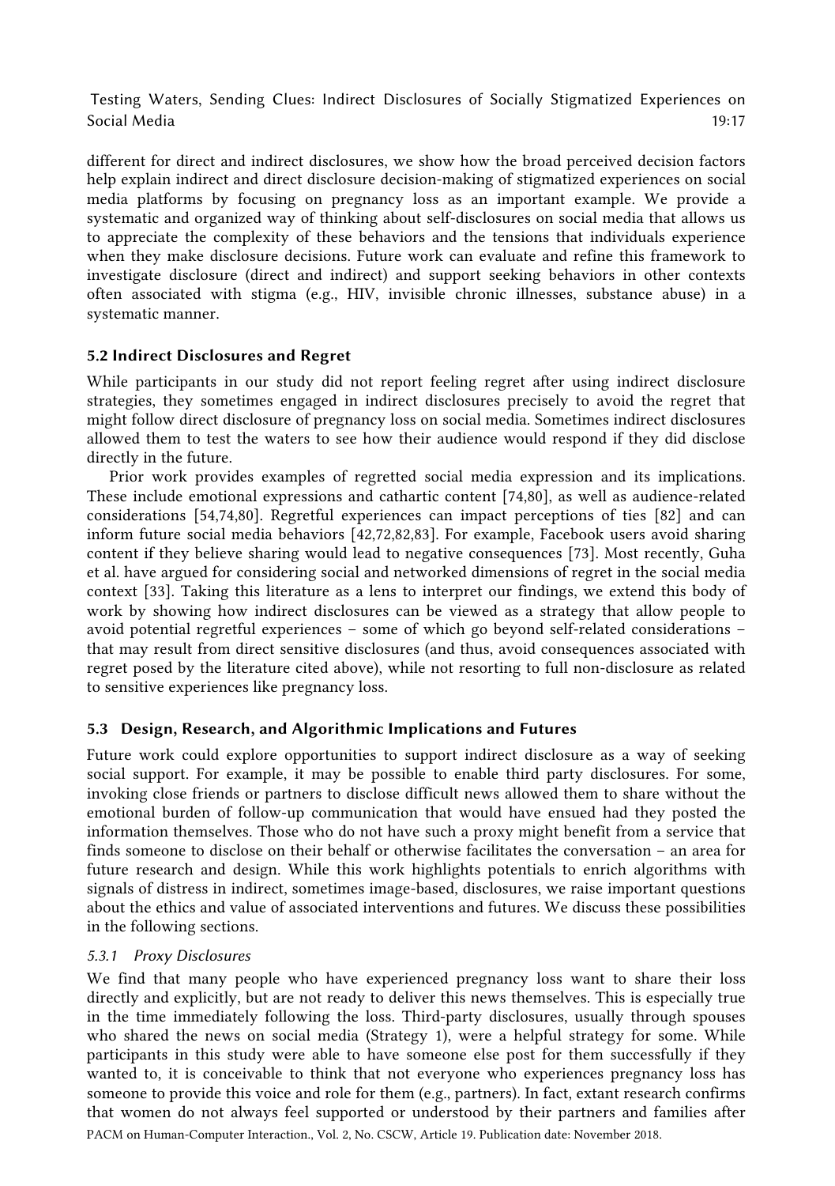different for direct and indirect disclosures, we show how the broad perceived decision factors help explain indirect and direct disclosure decision-making of stigmatized experiences on social media platforms by focusing on pregnancy loss as an important example. We provide a systematic and organized way of thinking about self-disclosures on social media that allows us to appreciate the complexity of these behaviors and the tensions that individuals experience when they make disclosure decisions. Future work can evaluate and refine this framework to investigate disclosure (direct and indirect) and support seeking behaviors in other contexts often associated with stigma (e.g., HIV, invisible chronic illnesses, substance abuse) in a systematic manner.

### 5.2 Indirect Disclosures and Regret

While participants in our study did not report feeling regret after using indirect disclosure strategies, they sometimes engaged in indirect disclosures precisely to avoid the regret that might follow direct disclosure of pregnancy loss on social media. Sometimes indirect disclosures allowed them to test the waters to see how their audience would respond if they did disclose directly in the future.

Prior work provides examples of regretted social media expression and its implications. These include emotional expressions and cathartic content [74,80], as well as audience-related considerations [54,74,80]. Regretful experiences can impact perceptions of ties [82] and can inform future social media behaviors [42,72,82,83]. For example, Facebook users avoid sharing content if they believe sharing would lead to negative consequences [73]. Most recently, Guha et al. have argued for considering social and networked dimensions of regret in the social media context [33]. Taking this literature as a lens to interpret our findings, we extend this body of work by showing how indirect disclosures can be viewed as a strategy that allow people to avoid potential regretful experiences – some of which go beyond self-related considerations – that may result from direct sensitive disclosures (and thus, avoid consequences associated with regret posed by the literature cited above), while not resorting to full non-disclosure as related to sensitive experiences like pregnancy loss.

### 5.3 Design, Research, and Algorithmic Implications and Futures

Future work could explore opportunities to support indirect disclosure as a way of seeking social support. For example, it may be possible to enable third party disclosures. For some, invoking close friends or partners to disclose difficult news allowed them to share without the emotional burden of follow-up communication that would have ensued had they posted the information themselves. Those who do not have such a proxy might benefit from a service that finds someone to disclose on their behalf or otherwise facilitates the conversation – an area for future research and design. While this work highlights potentials to enrich algorithms with signals of distress in indirect, sometimes image-based, disclosures, we raise important questions about the ethics and value of associated interventions and futures. We discuss these possibilities in the following sections.

#### *5.3.1 Proxy Disclosures*

We find that many people who have experienced pregnancy loss want to share their loss directly and explicitly, but are not ready to deliver this news themselves. This is especially true in the time immediately following the loss. Third-party disclosures, usually through spouses who shared the news on social media (Strategy 1), were a helpful strategy for some. While participants in this study were able to have someone else post for them successfully if they wanted to, it is conceivable to think that not everyone who experiences pregnancy loss has someone to provide this voice and role for them (e.g., partners). In fact, extant research confirms that women do not always feel supported or understood by their partners and families after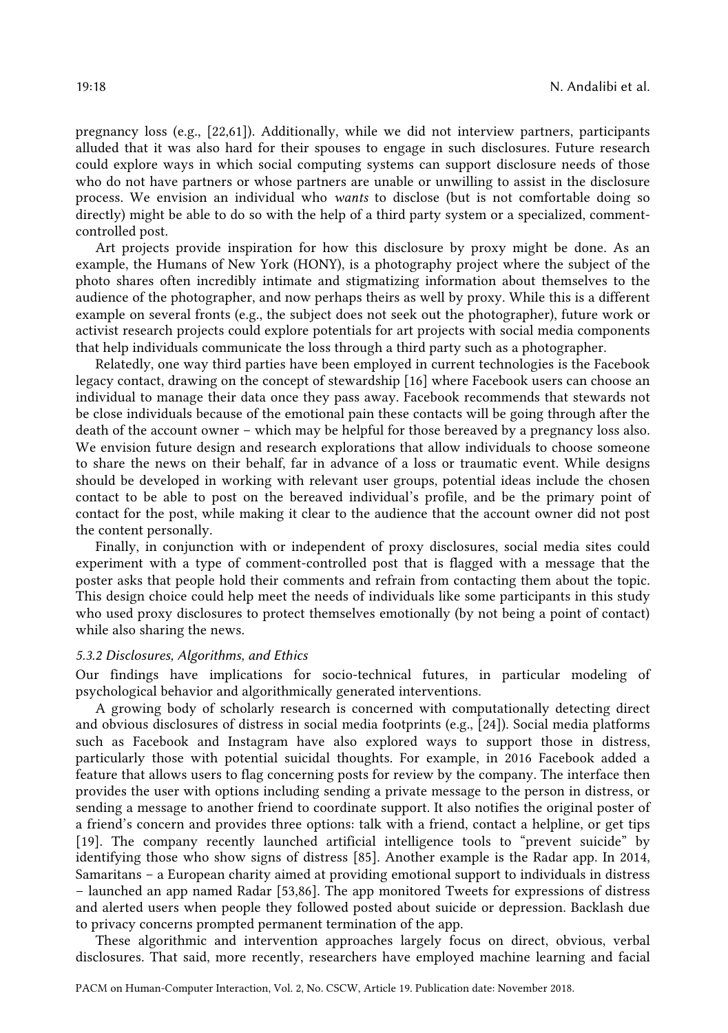pregnancy loss (e.g., [22,61]). Additionally, while we did not interview partners, participants alluded that it was also hard for their spouses to engage in such disclosures. Future research could explore ways in which social computing systems can support disclosure needs of those who do not have partners or whose partners are unable or unwilling to assist in the disclosure process. We envision an individual who *wants* to disclose (but is not comfortable doing so directly) might be able to do so with the help of a third party system or a specialized, comment-controlled post.

Art projects provide inspiration for how this disclosure by proxy might be done. As an example, the Humans of New York (HONY), is a photography project where the subject of the photo shares often incredibly intimate and stigmatizing information about themselves to the audience of the photographer, and now perhaps theirs as well by proxy. While this is a different example on several fronts (e.g., the subject does not seek out the photographer), future work or activist research projects could explore potentials for art projects with social media components that help individuals communicate the loss through a third party such as a photographer.

Relatedly, one way third parties have been employed in current technologies is the Facebook legacy contact, drawing on the concept of stewardship [16] where Facebook users can choose an individual to manage their data once they pass away. Facebook recommends that stewards not be close individuals because of the emotional pain these contacts will be going through after the death of the account owner – which may be helpful for those bereaved by a pregnancy loss also. We envision future design and research explorations that allow individuals to choose someone to share the news on their behalf, far in advance of a loss or traumatic event. While designs should be developed in working with relevant user groups, potential ideas include the chosen contact to be able to post on the bereaved individual's profile, and be the primary point of contact for the post, while making it clear to the audience that the account owner did not post the content personally.

Finally, in conjunction with or independent of proxy disclosures, social media sites could experiment with a type of comment-controlled post that is flagged with a message that the poster asks that people hold their comments and refrain from contacting them about the topic. This design choice could help meet the needs of individuals like some participants in this study who used proxy disclosures to protect themselves emotionally (by not being a point of contact) while also sharing the news.

#### *5.3.2 Disclosures, Algorithms, and Ethics*

Our findings have implications for socio-technical futures, in particular modeling of psychological behavior and algorithmically generated interventions.

A growing body of scholarly research is concerned with computationally detecting direct and obvious disclosures of distress in social media footprints (e.g., [24]). Social media platforms such as Facebook and Instagram have also explored ways to support those in distress, particularly those with potential suicidal thoughts. For example, in 2016 Facebook added a feature that allows users to flag concerning posts for review by the company. The interface then provides the user with options including sending a private message to the person in distress, or sending a message to another friend to coordinate support. It also notifies the original poster of a friend's concern and provides three options: talk with a friend, contact a helpline, or get tips [19]. The company recently launched artificial intelligence tools to "prevent suicide" by identifying those who show signs of distress [85]. Another example is the Radar app. In 2014, Samaritans – a European charity aimed at providing emotional support to individuals in distress – launched an app named Radar [53,86]. The app monitored Tweets for expressions of distress and alerted users when people they followed posted about suicide or depression. Backlash due to privacy concerns prompted permanent termination of the app.

These algorithmic and intervention approaches largely focus on direct, obvious, verbal disclosures. That said, more recently, researchers have employed machine learning and facial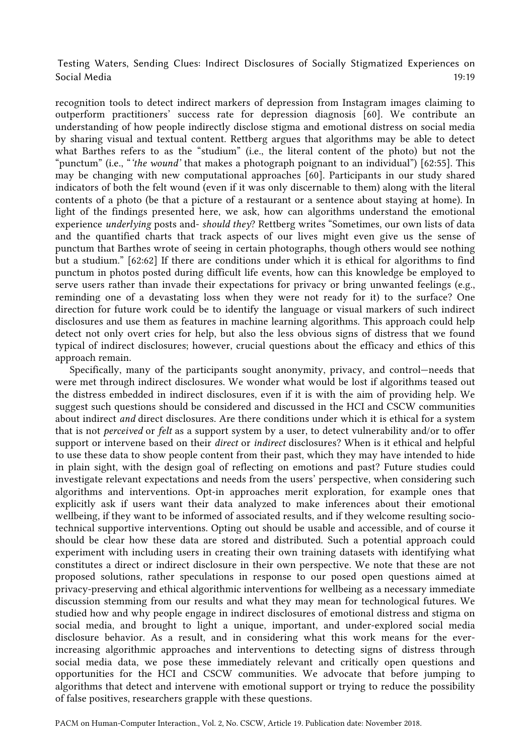recognition tools to detect indirect markers of depression from Instagram images claiming to outperform practitioners' success rate for depression diagnosis [60]. We contribute an understanding of how people indirectly disclose stigma and emotional distress on social media by sharing visual and textual content. Rettberg argues that algorithms may be able to detect what Barthes refers to as the "studium" (i.e., the literal content of the photo) but not the "punctum" (i.e., "*'the wound'* that makes a photograph poignant to an individual") [62:55]. This may be changing with new computational approaches [60]. Participants in our study shared indicators of both the felt wound (even if it was only discernable to them) along with the literal contents of a photo (be that a picture of a restaurant or a sentence about staying at home). In light of the findings presented here, we ask, how can algorithms understand the emotional experience *underlying* posts and- *should they*? Rettberg writes "Sometimes, our own lists of data and the quantified charts that track aspects of our lives might even give us the sense of punctum that Barthes wrote of seeing in certain photographs, though others would see nothing but a studium." [62:62] If there are conditions under which it is ethical for algorithms to find punctum in photos posted during difficult life events, how can this knowledge be employed to serve users rather than invade their expectations for privacy or bring unwanted feelings (e.g., reminding one of a devastating loss when they were not ready for it) to the surface? One direction for future work could be to identify the language or visual markers of such indirect disclosures and use them as features in machine learning algorithms. This approach could help detect not only overt cries for help, but also the less obvious signs of distress that we found typical of indirect disclosures; however, crucial questions about the efficacy and ethics of this approach remain.

Specifically, many of the participants sought anonymity, privacy, and control—needs that were met through indirect disclosures. We wonder what would be lost if algorithms teased out the distress embedded in indirect disclosures, even if it is with the aim of providing help. We suggest such questions should be considered and discussed in the HCI and CSCW communities about indirect *and* direct disclosures. Are there conditions under which it is ethical for a system that is not *perceived* or *felt* as a support system by a user, to detect vulnerability and/or to offer support or intervene based on their *direct* or *indirect* disclosures? When is it ethical and helpful to use these data to show people content from their past, which they may have intended to hide in plain sight, with the design goal of reflecting on emotions and past? Future studies could investigate relevant expectations and needs from the users' perspective, when considering such algorithms and interventions. Opt-in approaches merit exploration, for example ones that explicitly ask if users want their data analyzed to make inferences about their emotional wellbeing, if they want to be informed of associated results, and if they welcome resulting socio-technical supportive interventions. Opting out should be usable and accessible, and of course it should be clear how these data are stored and distributed. Such a potential approach could experiment with including users in creating their own training datasets with identifying what constitutes a direct or indirect disclosure in their own perspective. We note that these are not proposed solutions, rather speculations in response to our posed open questions aimed at privacy-preserving and ethical algorithmic interventions for wellbeing as a necessary immediate discussion stemming from our results and what they may mean for technological futures. We studied how and why people engage in indirect disclosures of emotional distress and stigma on social media, and brought to light a unique, important, and under-explored social media disclosure behavior. As a result, and in considering what this work means for the ever-increasing algorithmic approaches and interventions to detecting signs of distress through social media data, we pose these immediately relevant and critically open questions and opportunities for the HCI and CSCW communities. We advocate that before jumping to algorithms that detect and intervene with emotional support or trying to reduce the possibility of false positives, researchers grapple with these questions.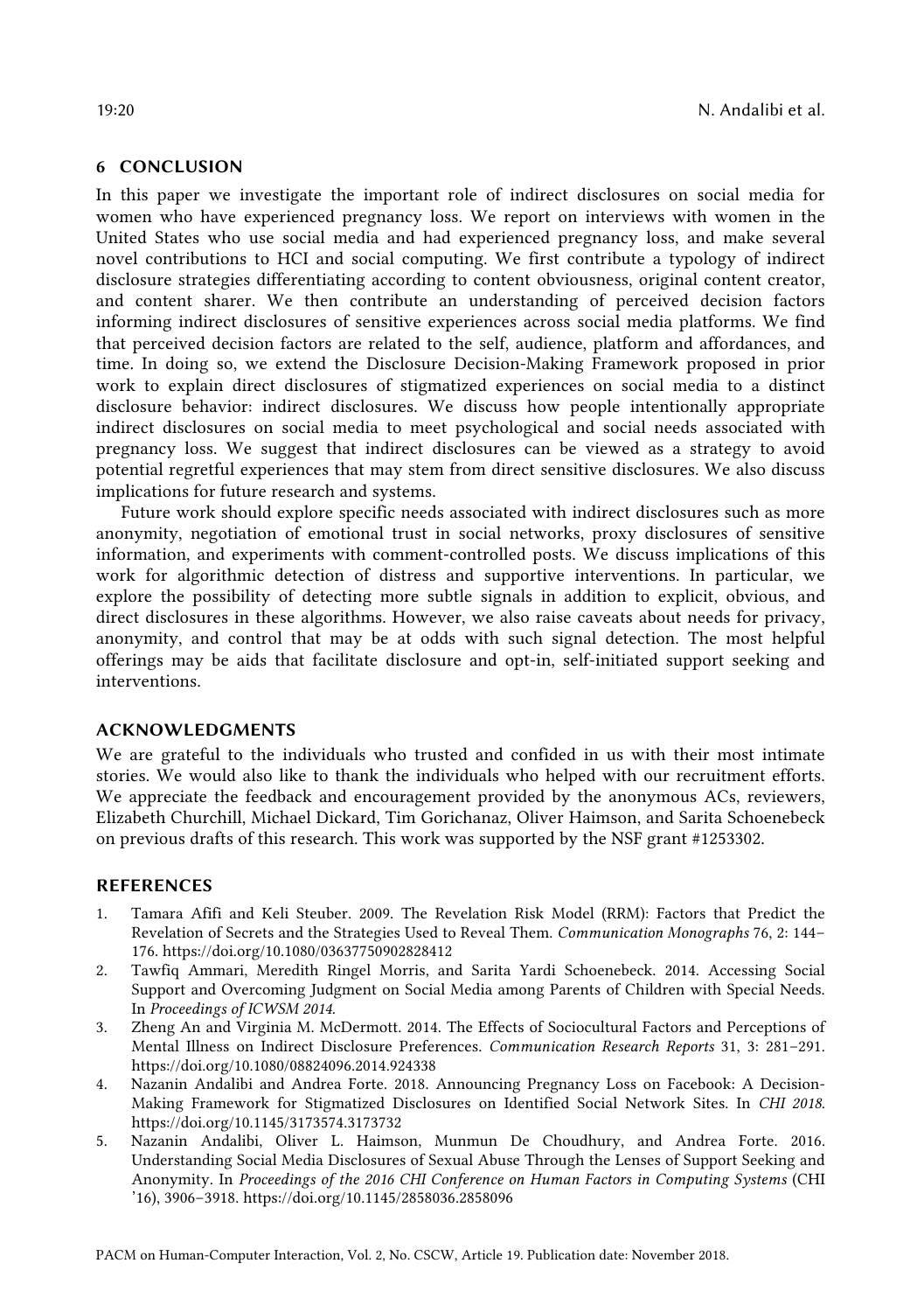## 6 CONCLUSION

In this paper we investigate the important role of indirect disclosures on social media for women who have experienced pregnancy loss. We report on interviews with women in the United States who use social media and had experienced pregnancy loss, and make several novel contributions to HCI and social computing. We first contribute a typology of indirect disclosure strategies differentiating according to content obviousness, original content creator, and content sharer. We then contribute an understanding of perceived decision factors informing indirect disclosures of sensitive experiences across social media platforms. We find that perceived decision factors are related to the self, audience, platform and affordances, and time. In doing so, we extend the Disclosure Decision-Making Framework proposed in prior work to explain direct disclosures of stigmatized experiences on social media to a distinct disclosure behavior: indirect disclosures. We discuss how people intentionally appropriate indirect disclosures on social media to meet psychological and social needs associated with pregnancy loss. We suggest that indirect disclosures can be viewed as a strategy to avoid potential regretful experiences that may stem from direct sensitive disclosures. We also discuss implications for future research and systems.

Future work should explore specific needs associated with indirect disclosures such as more anonymity, negotiation of emotional trust in social networks, proxy disclosures of sensitive information, and experiments with comment-controlled posts. We discuss implications of this work for algorithmic detection of distress and supportive interventions. In particular, we explore the possibility of detecting more subtle signals in addition to explicit, obvious, and direct disclosures in these algorithms. However, we also raise caveats about needs for privacy, anonymity, and control that may be at odds with such signal detection. The most helpful offerings may be aids that facilitate disclosure and opt-in, self-initiated support seeking and interventions.

## ACKNOWLEDGMENTS

We are grateful to the individuals who trusted and confided in us with their most intimate stories. We would also like to thank the individuals who helped with our recruitment efforts. We appreciate the feedback and encouragement provided by the anonymous ACs, reviewers, Elizabeth Churchill, Michael Dickard, Tim Gorichanaz, Oliver Haimson, and Sarita Schoenebeck on previous drafts of this research. This work was supported by the NSF grant #1253302.

## REFERENCES

1. Tamara Afifi and Keli Steuber. 2009. The Revelation Risk Model (RRM): Factors that Predict the Revelation of Secrets and the Strategies Used to Reveal Them. *Communication Monographs* 76, 2: 144–176. https://doi.org/10.1080/03637750902828412
2. Tawfiq Ammari, Meredith Ringel Morris, and Sarita Yardi Schoenebeck. 2014. Accessing Social Support and Overcoming Judgment on Social Media among Parents of Children with Special Needs. In *Proceedings of ICWSM 2014*.
3. Zheng An and Virginia M. McDermott. 2014. The Effects of Sociocultural Factors and Perceptions of Mental Illness on Indirect Disclosure Preferences. *Communication Research Reports* 31, 3: 281–291. https://doi.org/10.1080/08824096.2014.924338
4. Nazanin Andalibi and Andrea Forte. 2018. Announcing Pregnancy Loss on Facebook: A Decision-Making Framework for Stigmatized Disclosures on Identified Social Network Sites. In *CHI 2018*. https://doi.org/10.1145/3173574.3173732
5. Nazanin Andalibi, Oliver L. Haimson, Munmun De Choudhury, and Andrea Forte. 2016. Understanding Social Media Disclosures of Sexual Abuse Through the Lenses of Support Seeking and Anonymity. In *Proceedings of the 2016 CHI Conference on Human Factors in Computing Systems* (CHI '16), 3906–3918. https://doi.org/10.1145/2858036.2858096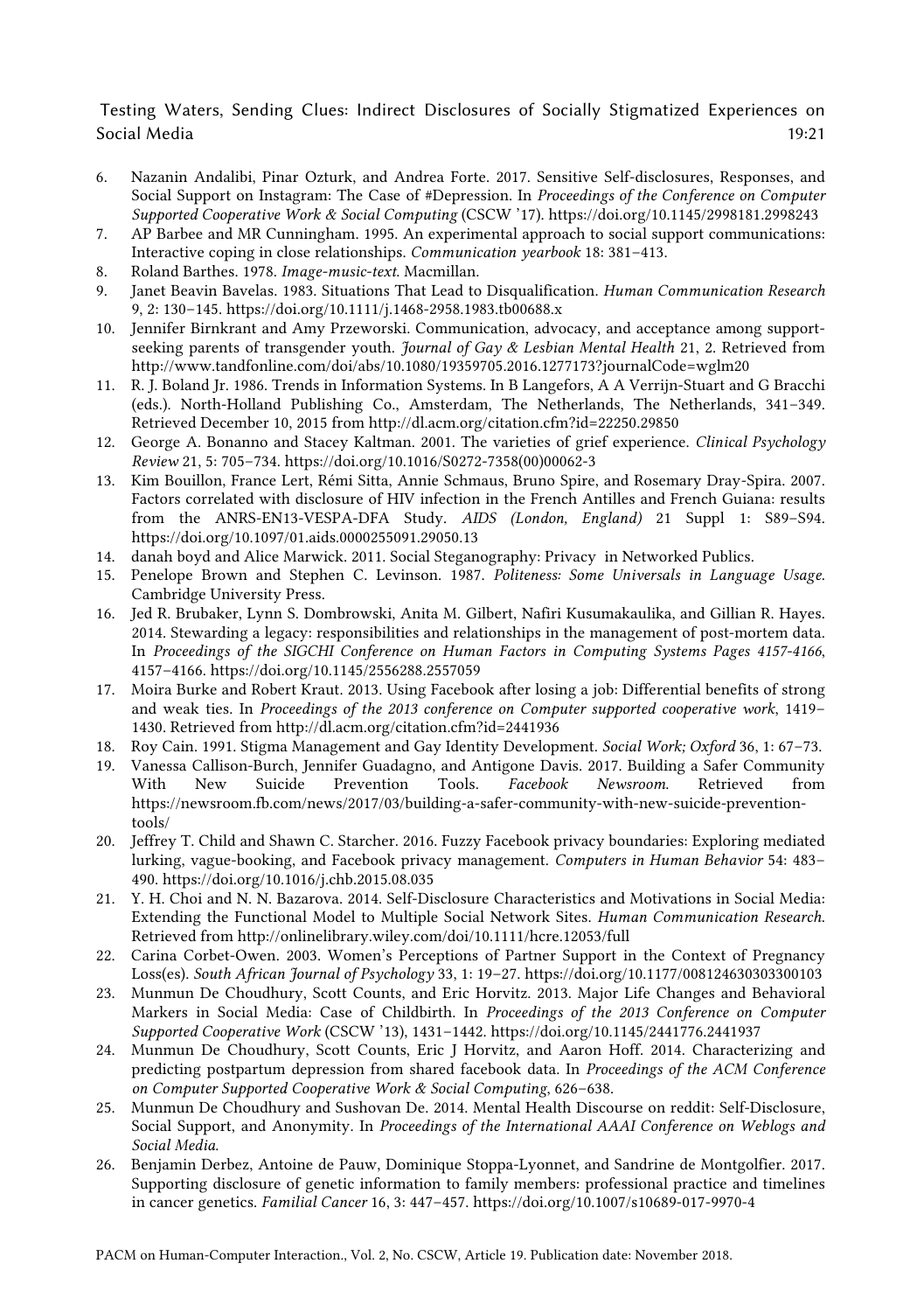6. Nazanin Andalibi, Pinar Ozturk, and Andrea Forte. 2017. Sensitive Self-disclosures, Responses, and Social Support on Instagram: The Case of #Depression. In *Proceedings of the Conference on Computer Supported Cooperative Work & Social Computing* (CSCW '17). https://doi.org/10.1145/2998181.2998243
7. AP Barbee and MR Cunningham. 1995. An experimental approach to social support communications: Interactive coping in close relationships. *Communication yearbook* 18: 381–413.
8. Roland Barthes. 1978. *Image-music-text*. Macmillan.
9. Janet Beavin Bavelas. 1983. Situations That Lead to Disqualification. *Human Communication Research* 9, 2: 130–145. https://doi.org/10.1111/j.1468-2958.1983.tb00688.x
10. Jennifer Birnkrant and Amy Przeworski. Communication, advocacy, and acceptance among support-seeking parents of transgender youth. *Journal of Gay & Lesbian Mental Health* 21, 2. Retrieved from http://www.tandfonline.com/doi/abs/10.1080/19359705.2016.1277173?journalCode=wglm20
11. R. J. Boland Jr. 1986. Trends in Information Systems. In B Langefors, A A Verrijn-Stuart and G Bracchi (eds.). North-Holland Publishing Co., Amsterdam, The Netherlands, The Netherlands, 341–349. Retrieved December 10, 2015 from http://dl.acm.org/citation.cfm?id=22250.29850
12. George A. Bonanno and Stacey Kaltman. 2001. The varieties of grief experience. *Clinical Psychology Review* 21, 5: 705–734. https://doi.org/10.1016/S0272-7358(00)00062-3
13. Kim Bouillon, France Lert, Rémi Sitta, Annie Schmaus, Bruno Spire, and Rosemary Dray-Spira. 2007. Factors correlated with disclosure of HIV infection in the French Antilles and French Guiana: results from the ANRS-EN13-VESPA-DFA Study. *AIDS (London, England)* 21 Suppl 1: S89–S94. https://doi.org/10.1097/01.aids.0000255091.29050.13
14. danah boyd and Alice Marwick. 2011. Social Steganography: Privacy in Networked Publics.
15. Penelope Brown and Stephen C. Levinson. 1987. *Politeness: Some Universals in Language Usage*. Cambridge University Press.
16. Jed R. Brubaker, Lynn S. Dombrowski, Anita M. Gilbert, Nafiri Kusumakaulika, and Gillian R. Hayes. 2014. Stewarding a legacy: responsibilities and relationships in the management of post-mortem data. In *Proceedings of the SIGCHI Conference on Human Factors in Computing Systems Pages 4157-4166*, 4157–4166. https://doi.org/10.1145/2556288.2557059
17. Moira Burke and Robert Kraut. 2013. Using Facebook after losing a job: Differential benefits of strong and weak ties. In *Proceedings of the 2013 conference on Computer supported cooperative work*, 1419–1430. Retrieved from http://dl.acm.org/citation.cfm?id=2441936
18. Roy Cain. 1991. Stigma Management and Gay Identity Development. *Social Work; Oxford* 36, 1: 67–73.
19. Vanessa Callison-Burch, Jennifer Guadagno, and Antigone Davis. 2017. Building a Safer Community With New Suicide Prevention Tools. *Facebook Newsroom*. Retrieved from https://newsroom.fb.com/news/2017/03/building-a-safer-community-with-new-suicide-prevention-tools/
20. Jeffrey T. Child and Shawn C. Starcher. 2016. Fuzzy Facebook privacy boundaries: Exploring mediated lurking, vague-booking, and Facebook privacy management. *Computers in Human Behavior* 54: 483–490. https://doi.org/10.1016/j.chb.2015.08.035
21. Y. H. Choi and N. N. Bazarova. 2014. Self-Disclosure Characteristics and Motivations in Social Media: Extending the Functional Model to Multiple Social Network Sites. *Human Communication Research*. Retrieved from http://onlinelibrary.wiley.com/doi/10.1111/hcre.12053/full
22. Carina Corbet-Owen. 2003. Women's Perceptions of Partner Support in the Context of Pregnancy Loss(es). *South African Journal of Psychology* 33, 1: 19–27. https://doi.org/10.1177/008124630303300103
23. Munmun De Choudhury, Scott Counts, and Eric Horvitz. 2013. Major Life Changes and Behavioral Markers in Social Media: Case of Childbirth. In *Proceedings of the 2013 Conference on Computer Supported Cooperative Work* (CSCW '13), 1431–1442. https://doi.org/10.1145/2441776.2441937
24. Munmun De Choudhury, Scott Counts, Eric J Horvitz, and Aaron Hoff. 2014. Characterizing and predicting postpartum depression from shared facebook data. In *Proceedings of the ACM Conference on Computer Supported Cooperative Work & Social Computing*, 626–638.
25. Munmun De Choudhury and Sushovan De. 2014. Mental Health Discourse on reddit: Self-Disclosure, Social Support, and Anonymity. In *Proceedings of the International AAAI Conference on Weblogs and Social Media*.
26. Benjamin Derbez, Antoine de Pauw, Dominique Stoppa-Lyonnet, and Sandrine de Montgolfier. 2017. Supporting disclosure of genetic information to family members: professional practice and timelines in cancer genetics. *Familial Cancer* 16, 3: 447–457. https://doi.org/10.1007/s10689-017-9970-4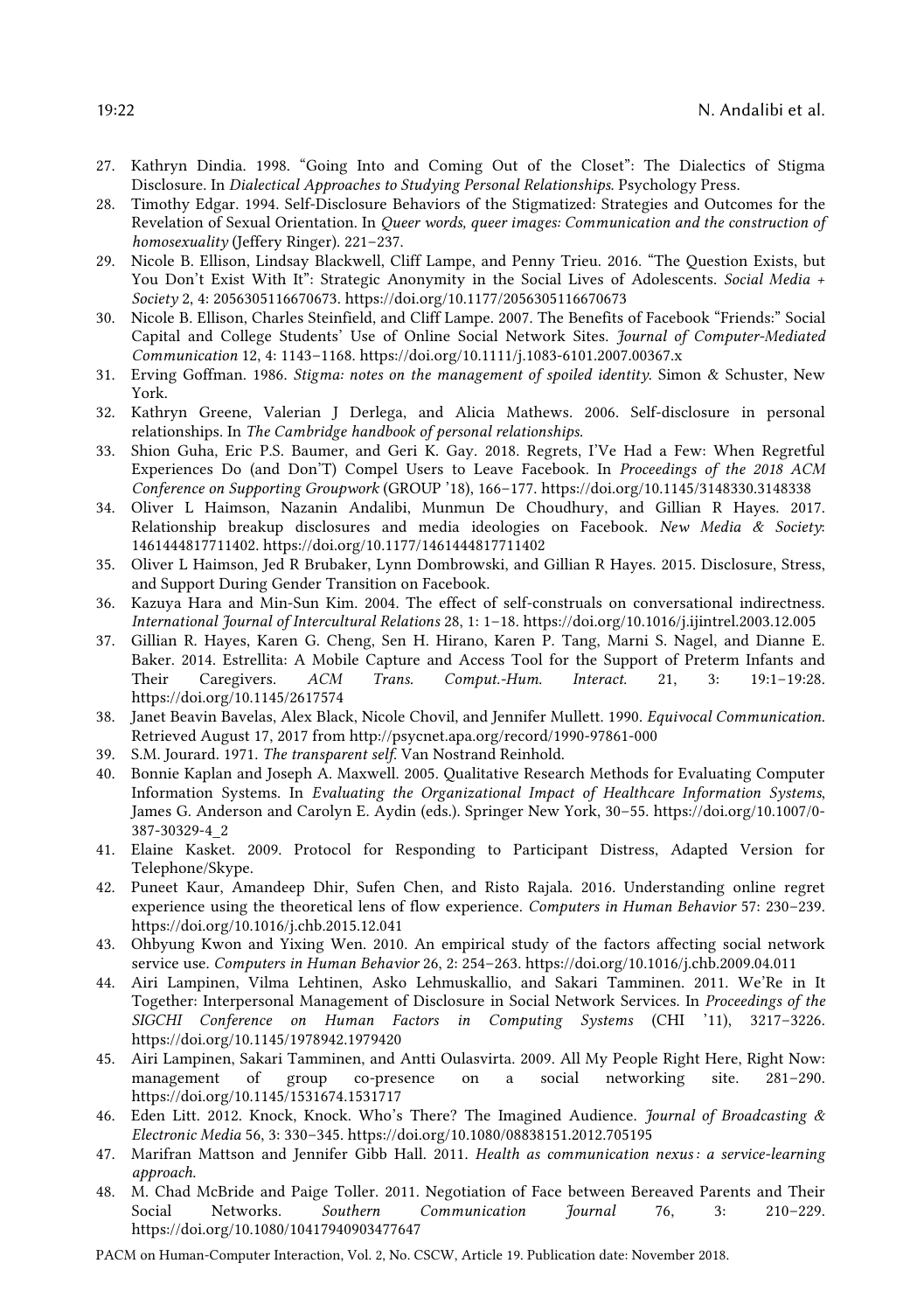27. Kathryn Dindia. 1998. "Going Into and Coming Out of the Closet": The Dialectics of Stigma Disclosure. In *Dialectical Approaches to Studying Personal Relationships*. Psychology Press.
28. Timothy Edgar. 1994. Self-Disclosure Behaviors of the Stigmatized: Strategies and Outcomes for the Revelation of Sexual Orientation. In *Queer words, queer images: Communication and the construction of homosexuality* (Jeffery Ringer). 221–237.
29. Nicole B. Ellison, Lindsay Blackwell, Cliff Lampe, and Penny Trieu. 2016. "The Question Exists, but You Don't Exist With It": Strategic Anonymity in the Social Lives of Adolescents. *Social Media + Society* 2, 4: 2056305116670673. https://doi.org/10.1177/2056305116670673
30. Nicole B. Ellison, Charles Steinfield, and Cliff Lampe. 2007. The Benefits of Facebook "Friends:" Social Capital and College Students' Use of Online Social Network Sites. *Journal of Computer-Mediated Communication* 12, 4: 1143–1168. https://doi.org/10.1111/j.1083-6101.2007.00367.x
31. Erving Goffman. 1986. *Stigma: notes on the management of spoiled identity*. Simon & Schuster, New York.
32. Kathryn Greene, Valerian J Derlega, and Alicia Mathews. 2006. Self-disclosure in personal relationships. In *The Cambridge handbook of personal relationships*.
33. Shion Guha, Eric P.S. Baumer, and Geri K. Gay. 2018. Regrets, I'Ve Had a Few: When Regretful Experiences Do (and Don'T) Compel Users to Leave Facebook. In *Proceedings of the 2018 ACM Conference on Supporting Groupwork* (GROUP '18), 166–177. https://doi.org/10.1145/3148330.3148338
34. Oliver L Haimson, Nazanin Andalibi, Munmun De Choudhury, and Gillian R Hayes. 2017. Relationship breakup disclosures and media ideologies on Facebook. *New Media & Society*: 1461444817711402. https://doi.org/10.1177/1461444817711402
35. Oliver L Haimson, Jed R Brubaker, Lynn Dombrowski, and Gillian R Hayes. 2015. Disclosure, Stress, and Support During Gender Transition on Facebook.
36. Kazuya Hara and Min-Sun Kim. 2004. The effect of self-construals on conversational indirectness. *International Journal of Intercultural Relations* 28, 1: 1–18. https://doi.org/10.1016/j.ijintrel.2003.12.005
37. Gillian R. Hayes, Karen G. Cheng, Sen H. Hirano, Karen P. Tang, Marni S. Nagel, and Dianne E. Baker. 2014. Estrellita: A Mobile Capture and Access Tool for the Support of Preterm Infants and Their Caregivers. *ACM Trans. Comput.-Hum. Interact.* 21, 3: 19:1–19:28. https://doi.org/10.1145/2617574
38. Janet Beavin Bavelas, Alex Black, Nicole Chovil, and Jennifer Mullett. 1990. *Equivocal Communication*. Retrieved August 17, 2017 from http://psycnet.apa.org/record/1990-97861-000
39. S.M. Jourard. 1971. *The transparent self*. Van Nostrand Reinhold.
40. Bonnie Kaplan and Joseph A. Maxwell. 2005. Qualitative Research Methods for Evaluating Computer Information Systems. In *Evaluating the Organizational Impact of Healthcare Information Systems*, James G. Anderson and Carolyn E. Aydin (eds.). Springer New York, 30–55. https://doi.org/10.1007/0-387-30329-4_2
41. Elaine Kasket. 2009. Protocol for Responding to Participant Distress, Adapted Version for Telephone/Skype.
42. Puneet Kaur, Amandeep Dhir, Sufen Chen, and Risto Rajala. 2016. Understanding online regret experience using the theoretical lens of flow experience. *Computers in Human Behavior* 57: 230–239. https://doi.org/10.1016/j.chb.2015.12.041
43. Ohbyung Kwon and Yixing Wen. 2010. An empirical study of the factors affecting social network service use. *Computers in Human Behavior* 26, 2: 254–263. https://doi.org/10.1016/j.chb.2009.04.011
44. Airi Lampinen, Vilma Lehtinen, Asko Lehmuskallio, and Sakari Tamminen. 2011. We'Re in It Together: Interpersonal Management of Disclosure in Social Network Services. In *Proceedings of the SIGCHI Conference on Human Factors in Computing Systems* (CHI '11), 3217–3226. https://doi.org/10.1145/1978942.1979420
45. Airi Lampinen, Sakari Tamminen, and Antti Oulasvirta. 2009. All My People Right Here, Right Now: management of group co-presence on a social networking site. 281–290. https://doi.org/10.1145/1531674.1531717
46. Eden Litt. 2012. Knock, Knock. Who's There? The Imagined Audience. *Journal of Broadcasting & Electronic Media* 56, 3: 330–345. https://doi.org/10.1080/08838151.2012.705195
47. Marifran Mattson and Jennifer Gibb Hall. 2011. *Health as communication nexus : a service-learning approach*.
48. M. Chad McBride and Paige Toller. 2011. Negotiation of Face between Bereaved Parents and Their Social Networks. *Southern Communication Journal* 76, 3: 210–229. https://doi.org/10.1080/10417940903477647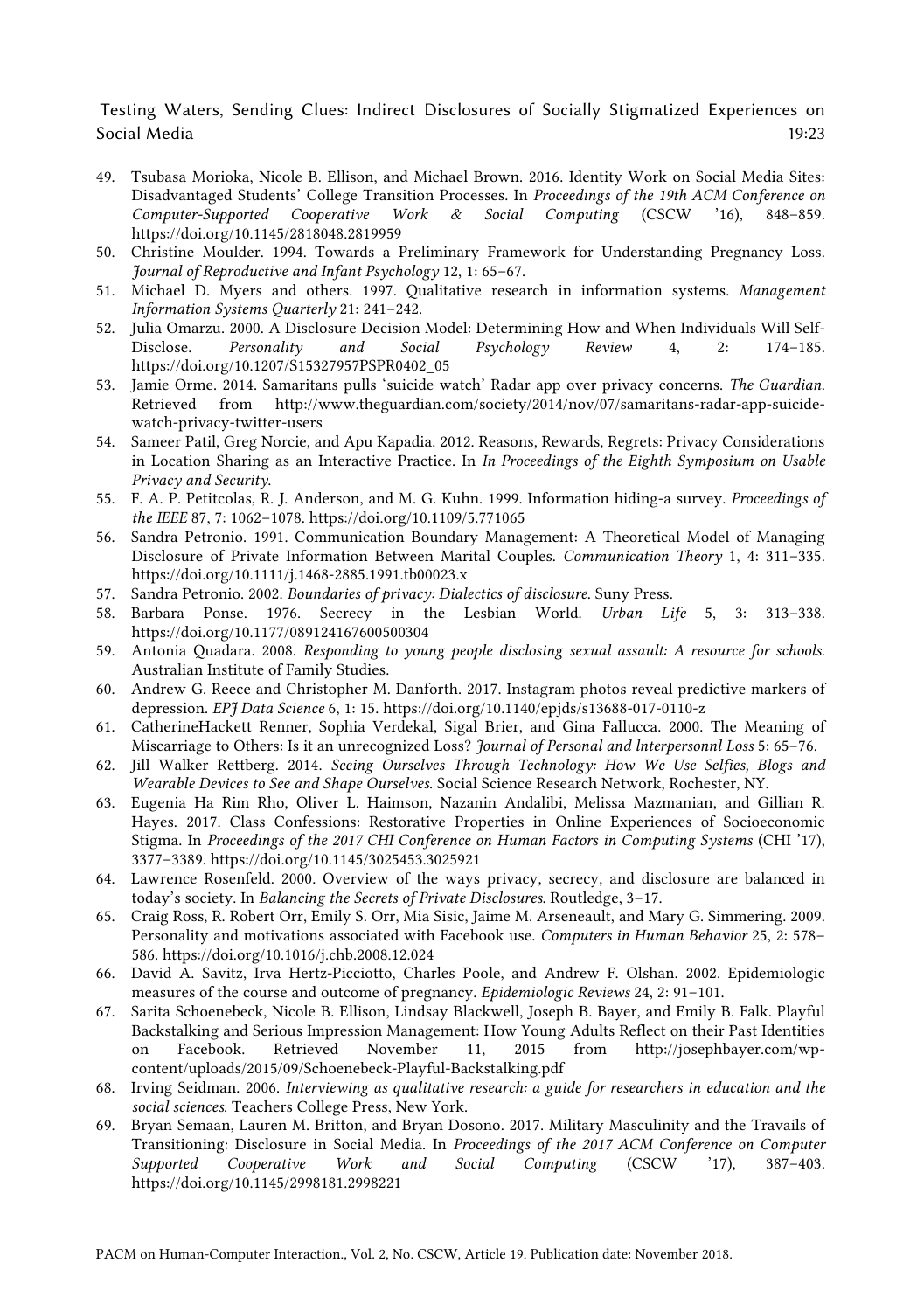49. Tsubasa Morioka, Nicole B. Ellison, and Michael Brown. 2016. Identity Work on Social Media Sites: Disadvantaged Students' College Transition Processes. In *Proceedings of the 19th ACM Conference on Computer-Supported Cooperative Work & Social Computing* (CSCW '16), 848–859. https://doi.org/10.1145/2818048.2819959
50. Christine Moulder. 1994. Towards a Preliminary Framework for Understanding Pregnancy Loss. *Journal of Reproductive and Infant Psychology* 12, 1: 65–67.
51. Michael D. Myers and others. 1997. Qualitative research in information systems. *Management Information Systems Quarterly* 21: 241–242.
52. Julia Omarzu. 2000. A Disclosure Decision Model: Determining How and When Individuals Will Self-Disclose. *Personality and Social Psychology Review* 4, 2: 174–185. https://doi.org/10.1207/S15327957PSPR0402_05
53. Jamie Orme. 2014. Samaritans pulls 'suicide watch' Radar app over privacy concerns. *The Guardian.* Retrieved from http://www.theguardian.com/society/2014/nov/07/samaritans-radar-app-suicide-watch-privacy-twitter-users
54. Sameer Patil, Greg Norcie, and Apu Kapadia. 2012. Reasons, Rewards, Regrets: Privacy Considerations in Location Sharing as an Interactive Practice. In *In Proceedings of the Eighth Symposium on Usable Privacy and Security.*
55. F. A. P. Petitcolas, R. J. Anderson, and M. G. Kuhn. 1999. Information hiding-a survey. *Proceedings of the IEEE* 87, 7: 1062–1078. https://doi.org/10.1109/5.771065
56. Sandra Petronio. 1991. Communication Boundary Management: A Theoretical Model of Managing Disclosure of Private Information Between Marital Couples. *Communication Theory* 1, 4: 311–335. https://doi.org/10.1111/j.1468-2885.1991.tb00023.x
57. Sandra Petronio. 2002. *Boundaries of privacy: Dialectics of disclosure.* Suny Press.
58. Barbara Ponse. 1976. Secrecy in the Lesbian World. *Urban Life* 5, 3: 313–338. https://doi.org/10.1177/089124167600500304
59. Antonia Quadara. 2008. *Responding to young people disclosing sexual assault: A resource for schools.* Australian Institute of Family Studies.
60. Andrew G. Reece and Christopher M. Danforth. 2017. Instagram photos reveal predictive markers of depression. *EPJ Data Science* 6, 1: 15. https://doi.org/10.1140/epjds/s13688-017-0110-z
61. CatherineHackett Renner, Sophia Verdekal, Sigal Brier, and Gina Fallucca. 2000. The Meaning of Miscarriage to Others: Is it an unrecognized Loss? *Journal of Personal and lnterpersonnl Loss* 5: 65–76.
62. Jill Walker Rettberg. 2014. *Seeing Ourselves Through Technology: How We Use Selfies, Blogs and Wearable Devices to See and Shape Ourselves.* Social Science Research Network, Rochester, NY.
63. Eugenia Ha Rim Rho, Oliver L. Haimson, Nazanin Andalibi, Melissa Mazmanian, and Gillian R. Hayes. 2017. Class Confessions: Restorative Properties in Online Experiences of Socioeconomic Stigma. In *Proceedings of the 2017 CHI Conference on Human Factors in Computing Systems* (CHI '17), 3377–3389. https://doi.org/10.1145/3025453.3025921
64. Lawrence Rosenfeld. 2000. Overview of the ways privacy, secrecy, and disclosure are balanced in today's society. In *Balancing the Secrets of Private Disclosures.* Routledge, 3–17.
65. Craig Ross, R. Robert Orr, Emily S. Orr, Mia Sisic, Jaime M. Arseneault, and Mary G. Simmering. 2009. Personality and motivations associated with Facebook use. *Computers in Human Behavior* 25, 2: 578–586. https://doi.org/10.1016/j.chb.2008.12.024
66. David A. Savitz, Irva Hertz-Picciotto, Charles Poole, and Andrew F. Olshan. 2002. Epidemiologic measures of the course and outcome of pregnancy. *Epidemiologic Reviews* 24, 2: 91–101.
67. Sarita Schoenebeck, Nicole B. Ellison, Lindsay Blackwell, Joseph B. Bayer, and Emily B. Falk. Playful Backstalking and Serious Impression Management: How Young Adults Reflect on their Past Identities on Facebook. Retrieved November 11, 2015 from http://josephbayer.com/wp-content/uploads/2015/09/Schoenebeck-Playful-Backstalking.pdf
68. Irving Seidman. 2006. *Interviewing as qualitative research: a guide for researchers in education and the social sciences.* Teachers College Press, New York.
69. Bryan Semaan, Lauren M. Britton, and Bryan Dosono. 2017. Military Masculinity and the Travails of Transitioning: Disclosure in Social Media. In *Proceedings of the 2017 ACM Conference on Computer Supported Cooperative Work and Social Computing* (CSCW '17), 387–403. https://doi.org/10.1145/2998181.2998221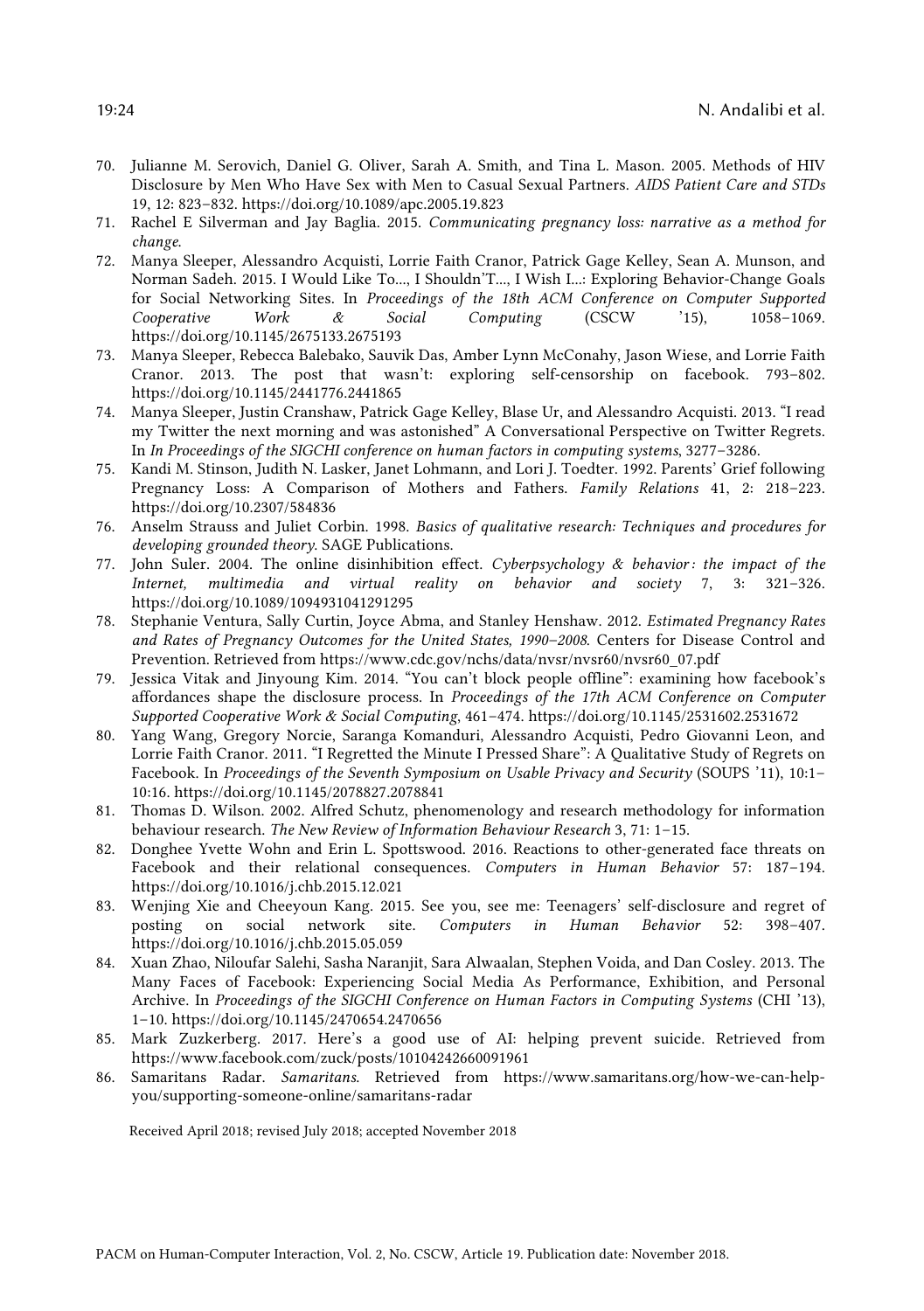70. Julianne M. Serovich, Daniel G. Oliver, Sarah A. Smith, and Tina L. Mason. 2005. Methods of HIV Disclosure by Men Who Have Sex with Men to Casual Sexual Partners. *AIDS Patient Care and STDs* 19, 12: 823–832. https://doi.org/10.1089/apc.2005.19.823
71. Rachel E Silverman and Jay Baglia. 2015. *Communicating pregnancy loss: narrative as a method for change*.
72. Manya Sleeper, Alessandro Acquisti, Lorrie Faith Cranor, Patrick Gage Kelley, Sean A. Munson, and Norman Sadeh. 2015. I Would Like To..., I Shouldn't..., I Wish I...: Exploring Behavior-Change Goals for Social Networking Sites. In *Proceedings of the 18th ACM Conference on Computer Supported Cooperative Work & Social Computing* (CSCW '15), 1058–1069. https://doi.org/10.1145/2675133.2675193
73. Manya Sleeper, Rebecca Balebako, Sauvik Das, Amber Lynn McConahy, Jason Wiese, and Lorrie Faith Cranor. 2013. The post that wasn't: exploring self-censorship on facebook. 793–802. https://doi.org/10.1145/2441776.2441865
74. Manya Sleeper, Justin Cranshaw, Patrick Gage Kelley, Blase Ur, and Alessandro Acquisti. 2013. "I read my Twitter the next morning and was astonished" A Conversational Perspective on Twitter Regrets. In *In Proceedings of the SIGCHI conference on human factors in computing systems*, 3277–3286.
75. Kandi M. Stinson, Judith N. Lasker, Janet Lohmann, and Lori J. Toedter. 1992. Parents' Grief following Pregnancy Loss: A Comparison of Mothers and Fathers. *Family Relations* 41, 2: 218–223. https://doi.org/10.2307/584836
76. Anselm Strauss and Juliet Corbin. 1998. *Basics of qualitative research: Techniques and procedures for developing grounded theory*. SAGE Publications.
77. John Suler. 2004. The online disinhibition effect. *Cyberpsychology & behavior: the impact of the Internet, multimedia and virtual reality on behavior and society* 7, 3: 321–326. https://doi.org/10.1089/1094931041291295
78. Stephanie Ventura, Sally Curtin, Joyce Abma, and Stanley Henshaw. 2012. *Estimated Pregnancy Rates and Rates of Pregnancy Outcomes for the United States, 1990–2008*. Centers for Disease Control and Prevention. Retrieved from https://www.cdc.gov/nchs/data/nvsr/nvsr60/nvsr60_07.pdf
79. Jessica Vitak and Jinyoung Kim. 2014. "You can't block people offline": examining how facebook's affordances shape the disclosure process. In *Proceedings of the 17th ACM Conference on Computer Supported Cooperative Work & Social Computing*, 461–474. https://doi.org/10.1145/2531602.2531672
80. Yang Wang, Gregory Norcie, Saranga Komanduri, Alessandro Acquisti, Pedro Giovanni Leon, and Lorrie Faith Cranor. 2011. "I Regretted the Minute I Pressed Share": A Qualitative Study of Regrets on Facebook. In *Proceedings of the Seventh Symposium on Usable Privacy and Security* (SOUPS '11), 10:1–10:16. https://doi.org/10.1145/2078827.2078841
81. Thomas D. Wilson. 2002. Alfred Schutz, phenomenology and research methodology for information behaviour research. *The New Review of Information Behaviour Research* 3, 71: 1–15.
82. Donghee Yvette Wohn and Erin L. Spottswood. 2016. Reactions to other-generated face threats on Facebook and their relational consequences. *Computers in Human Behavior* 57: 187–194. https://doi.org/10.1016/j.chb.2015.12.021
83. Wenjing Xie and Cheeyoun Kang. 2015. See you, see me: Teenagers' self-disclosure and regret of posting on social network site. *Computers in Human Behavior* 52: 398–407. https://doi.org/10.1016/j.chb.2015.05.059
84. Xuan Zhao, Niloufar Salehi, Sasha Naranjit, Sara Alwaalan, Stephen Voida, and Dan Cosley. 2013. The Many Faces of Facebook: Experiencing Social Media As Performance, Exhibition, and Personal Archive. In *Proceedings of the SIGCHI Conference on Human Factors in Computing Systems* (CHI '13), 1–10. https://doi.org/10.1145/2470654.2470656
85. Mark Zuzkerberg. 2017. Here's a good use of AI: helping prevent suicide. Retrieved from https://www.facebook.com/zuck/posts/10104242660091961
86. Samaritans Radar. *Samaritans*. Retrieved from https://www.samaritans.org/how-we-can-help-you/supporting-someone-online/samaritans-radar

Received April 2018; revised July 2018; accepted November 2018